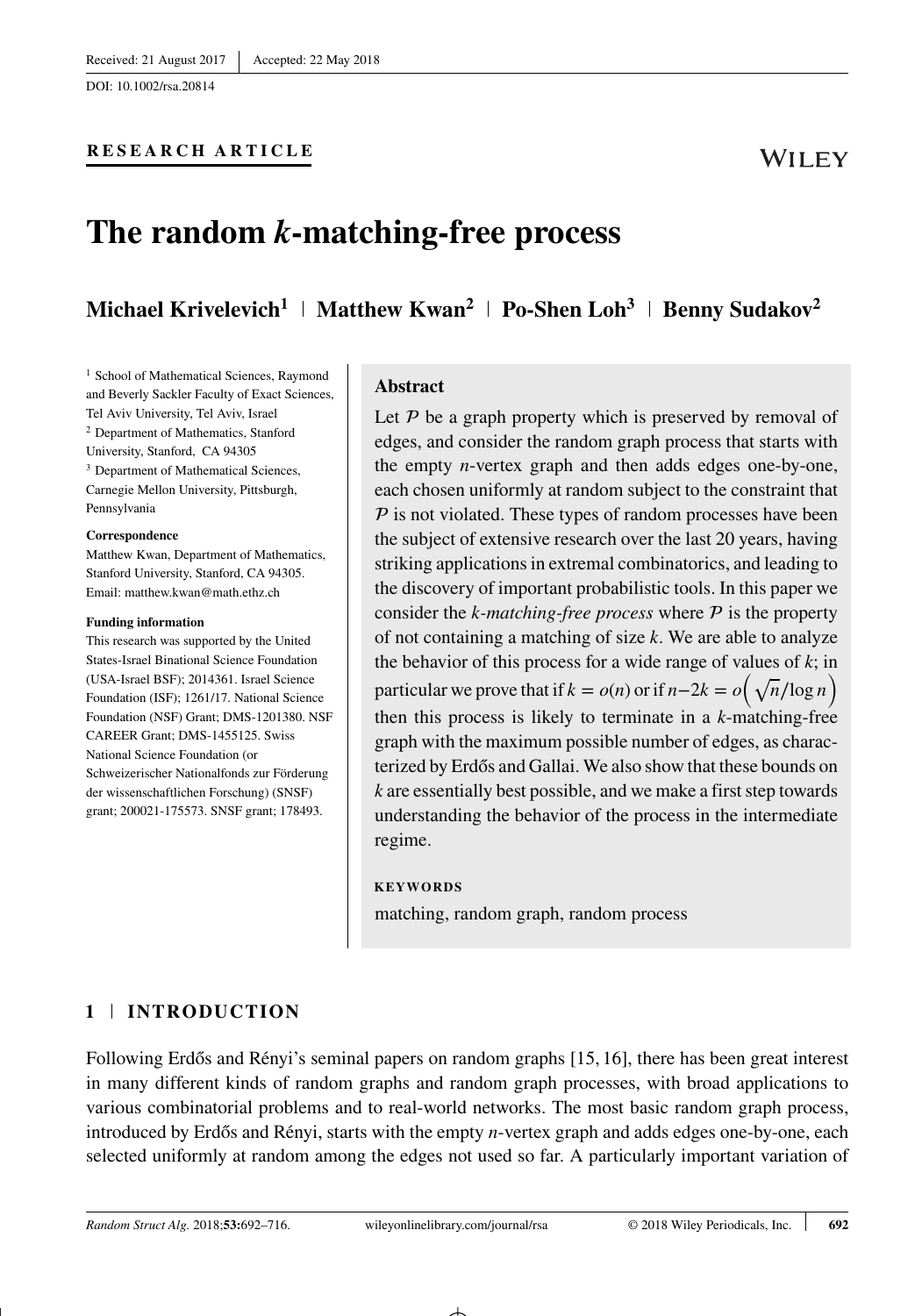Received: 21 August 2017 | Accepted: 22 May 2018

DOI: 10.1002/rsa.20814

**RESEARCH ARTICLE**

# The random *k*-matching-free process

**Michael Krivelevich[1] | Matthew Kwan[2] | Po-Shen Loh[3] | Benny Sudakov[2]**

[1] School of Mathematical Sciences, Raymond and Beverly Sackler Faculty of Exact Sciences, Tel Aviv University, Tel Aviv, Israel
[2] Department of Mathematics, Stanford University, Stanford, CA 94305
[3] Department of Mathematical Sciences, Carnegie Mellon University, Pittsburgh, Pennsylvania

**Correspondence**
Matthew Kwan, Department of Mathematics, Stanford University, Stanford, CA 94305.
Email: matthew.kwan@math.ethz.ch

**Funding information**
This research was supported by the United States-Israel Binational Science Foundation (USA-Israel BSF); 2014361. Israel Science Foundation (ISF); 1261/17. National Science Foundation (NSF) Grant; DMS-1201380. NSF CAREER Grant; DMS-1455125. Swiss National Science Foundation (or Schweizerischer Nationalfonds zur Förderung der wissenschaftlichen Forschung) (SNSF) grant; 200021-175573. SNSF grant; 178493.

**Abstract**

Let $\mathcal{P}$ be a graph property which is preserved by removal of edges, and consider the random graph process that starts with the empty $n$-vertex graph and then adds edges one-by-one, each chosen uniformly at random subject to the constraint that $\mathcal{P}$ is not violated. These types of random processes have been the subject of extensive research over the last 20 years, having striking applications in extremal combinatorics, and leading to the discovery of important probabilistic tools. In this paper we consider the *k-matching-free process* where $\mathcal{P}$ is the property of not containing a matching of size $k$. We are able to analyze the behavior of this process for a wide range of values of $k$; in particular we prove that if $k = o(n)$ or if $n-2k = o\left(\sqrt{n}/\log n\right)$ then this process is likely to terminate in a $k$-matching-free graph with the maximum possible number of edges, as characterized by Erdős and Gallai. We also show that these bounds on $k$ are essentially best possible, and we make a first step towards understanding the behavior of the process in the intermediate regime.

**KEYWORDS**

matching, random graph, random process

## 1 | INTRODUCTION

Following Erdős and Rényi's seminal papers on random graphs [15, 16], there has been great interest in many different kinds of random graphs and random graph processes, with broad applications to various combinatorial problems and to real-world networks. The most basic random graph process, introduced by Erdős and Rényi, starts with the empty $n$-vertex graph and adds edges one-by-one, each selected uniformly at random among the edges not used so far. A particularly important variation of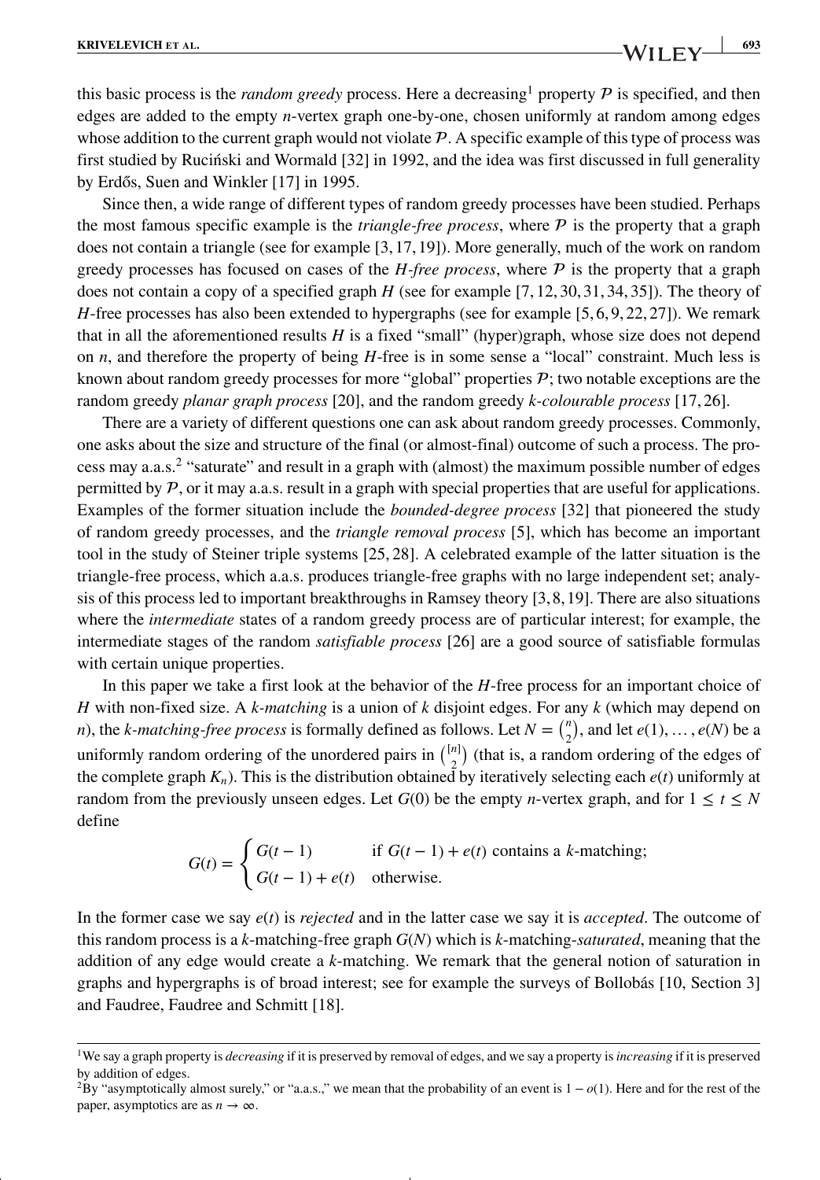this basic process is the *random greedy* process. Here a decreasing[1] property $\mathcal{P}$ is specified, and then edges are added to the empty $n$-vertex graph one-by-one, chosen uniformly at random among edges whose addition to the current graph would not violate $\mathcal{P}$. A specific example of this type of process was first studied by Ruciński and Wormald [32] in 1992, and the idea was first discussed in full generality by Erdős, Suen and Winkler [17] in 1995.

Since then, a wide range of different types of random greedy processes have been studied. Perhaps the most famous specific example is the *triangle-free process*, where $\mathcal{P}$ is the property that a graph does not contain a triangle (see for example [3, 17, 19]). More generally, much of the work on random greedy processes has focused on cases of the *H-free process*, where $\mathcal{P}$ is the property that a graph does not contain a copy of a specified graph $H$ (see for example [7, 12, 30, 31, 34, 35]). The theory of $H$-free processes has also been extended to hypergraphs (see for example [5, 6, 9, 22, 27]). We remark that in all the aforementioned results $H$ is a fixed "small" (hyper)graph, whose size does not depend on $n$, and therefore the property of being $H$-free is in some sense a "local" constraint. Much less is known about random greedy processes for more "global" properties $\mathcal{P}$; two notable exceptions are the random greedy *planar graph process* [20], and the random greedy *k-colourable process* [17, 26].

There are a variety of different questions one can ask about random greedy processes. Commonly, one asks about the size and structure of the final (or almost-final) outcome of such a process. The process may a.a.s.[2] "saturate" and result in a graph with (almost) the maximum possible number of edges permitted by $\mathcal{P}$, or it may a.a.s. result in a graph with special properties that are useful for applications. Examples of the former situation include the *bounded-degree process* [32] that pioneered the study of random greedy processes, and the *triangle removal process* [5], which has become an important tool in the study of Steiner triple systems [25, 28]. A celebrated example of the latter situation is the triangle-free process, which a.a.s. produces triangle-free graphs with no large independent set; analysis of this process led to important breakthroughs in Ramsey theory [3, 8, 19]. There are also situations where the *intermediate* states of a random greedy process are of particular interest; for example, the intermediate stages of the random *satisfiable process* [26] are a good source of satisfiable formulas with certain unique properties.

In this paper we take a first look at the behavior of the $H$-free process for an important choice of $H$ with non-fixed size. A *k-matching* is a union of $k$ disjoint edges. For any $k$ (which may depend on $n$), the *k-matching-free process* is formally defined as follows. Let $N = \binom{n}{2}$, and let $e(1), \ldots, e(N)$ be a uniformly random ordering of the unordered pairs in $\binom{[n]}{2}$ (that is, a random ordering of the edges of the complete graph $K_n$). This is the distribution obtained by iteratively selecting each $e(t)$ uniformly at random from the previously unseen edges. Let $G(0)$ be the empty $n$-vertex graph, and for $1 \leq t \leq N$ define

$$G(t) = \begin{cases} G(t-1) & \text{if } G(t-1) + e(t) \text{ contains a } k\text{-matching;} \\ G(t-1) + e(t) & \text{otherwise.} \end{cases}$$

In the former case we say $e(t)$ is *rejected* and in the latter case we say it is *accepted*. The outcome of this random process is a $k$-matching-free graph $G(N)$ which is $k$-matching-*saturated*, meaning that the addition of any edge would create a $k$-matching. We remark that the general notion of saturation in graphs and hypergraphs is of broad interest; see for example the surveys of Bollobás [10, Section 3] and Faudree, Faudree and Schmitt [18].

---

[1] We say a graph property is *decreasing* if it is preserved by removal of edges, and we say a property is *increasing* if it is preserved by addition of edges.

[2] By "asymptotically almost surely," or "a.a.s.," we mean that the probability of an event is $1 - o(1)$. Here and for the rest of the paper, asymptotics are as $n \to \infty$.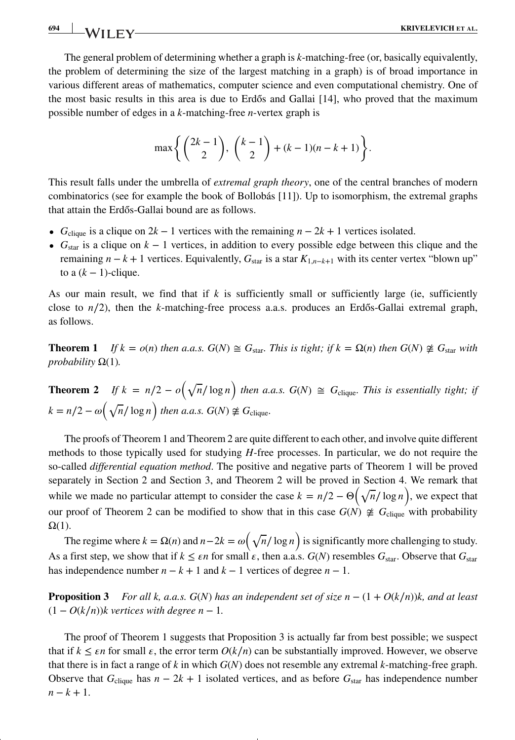The general problem of determining whether a graph is $k$-matching-free (or, basically equivalently, the problem of determining the size of the largest matching in a graph) is of broad importance in various different areas of mathematics, computer science and even computational chemistry. One of the most basic results in this area is due to Erdős and Gallai [14], who proved that the maximum possible number of edges in a $k$-matching-free $n$-vertex graph is

$$\max\left\{ \binom{2k-1}{2},\ \binom{k-1}{2} + (k-1)(n-k+1) \right\}.$$

This result falls under the umbrella of *extremal graph theory*, one of the central branches of modern combinatorics (see for example the book of Bollobás [11]). Up to isomorphism, the extremal graphs that attain the Erdős-Gallai bound are as follows.

- $G_{\text{clique}}$ is a clique on $2k-1$ vertices with the remaining $n-2k+1$ vertices isolated.
- $G_{\text{star}}$ is a clique on $k-1$ vertices, in addition to every possible edge between this clique and the remaining $n-k+1$ vertices. Equivalently, $G_{\text{star}}$ is a star $K_{1,n-k+1}$ with its center vertex "blown up" to a $(k-1)$-clique.

As our main result, we find that if $k$ is sufficiently small or sufficiently large (ie, sufficiently close to $n/2$), then the $k$-matching-free process a.a.s. produces an Erdős-Gallai extremal graph, as follows.

**Theorem 1** *If $k = o(n)$ then a.a.s. $G(N) \cong G_{\text{star}}$. This is tight; if $k = \Omega(n)$ then $G(N) \ncong G_{\text{star}}$ with probability $\Omega(1)$.*

**Theorem 2** *If $k = n/2 - o\left(\sqrt{n}/\log n\right)$ then a.a.s. $G(N) \cong G_{\text{clique}}$. This is essentially tight; if $k = n/2 - \omega\left(\sqrt{n}/\log n\right)$ then a.a.s. $G(N) \ncong G_{\text{clique}}$.*

The proofs of Theorem 1 and Theorem 2 are quite different to each other, and involve quite different methods to those typically used for studying $H$-free processes. In particular, we do not require the so-called *differential equation method*. The positive and negative parts of Theorem 1 will be proved separately in Section 2 and Section 3, and Theorem 2 will be proved in Section 4. We remark that while we made no particular attempt to consider the case $k = n/2 - \Theta\left(\sqrt{n}/\log n\right)$, we expect that our proof of Theorem 2 can be modified to show that in this case $G(N) \ncong G_{\text{clique}}$ with probability $\Omega(1)$.

The regime where $k = \Omega(n)$ and $n-2k = \omega\left(\sqrt{n}/\log n\right)$ is significantly more challenging to study. As a first step, we show that if $k \le \varepsilon n$ for small $\varepsilon$, then a.a.s. $G(N)$ resembles $G_{\text{star}}$. Observe that $G_{\text{star}}$ has independence number $n-k+1$ and $k-1$ vertices of degree $n-1$.

**Proposition 3** *For all $k$, a.a.s. $G(N)$ has an independent set of size $n - (1 + O(k/n))k$, and at least $(1 - O(k/n))k$ vertices with degree $n-1$.*

The proof of Theorem 1 suggests that Proposition 3 is actually far from best possible; we suspect that if $k \le \varepsilon n$ for small $\varepsilon$, the error term $O(k/n)$ can be substantially improved. However, we observe that there is in fact a range of $k$ in which $G(N)$ does not resemble any extremal $k$-matching-free graph. Observe that $G_{\text{clique}}$ has $n-2k+1$ isolated vertices, and as before $G_{\text{star}}$ has independence number $n-k+1$.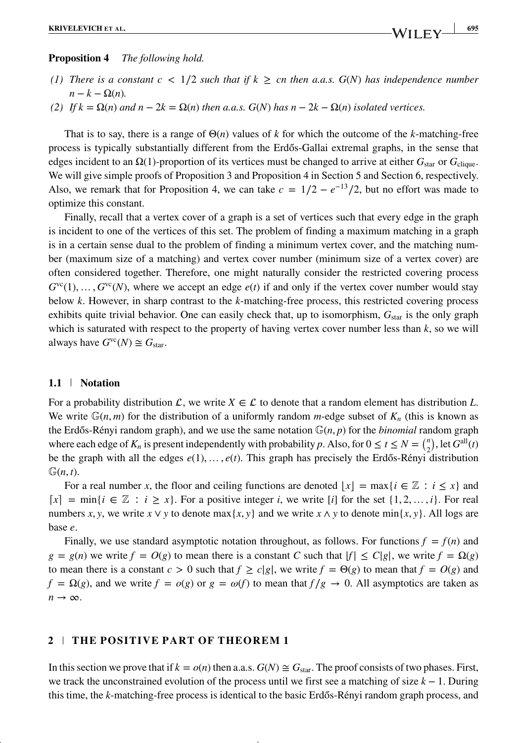**Proposition 4** *The following hold.*

*(1) There is a constant $c < 1/2$ such that if $k \geq cn$ then a.a.s. $G(N)$ has independence number $n - k - \Omega(n)$.*

*(2) If $k = \Omega(n)$ and $n - 2k = \Omega(n)$ then a.a.s. $G(N)$ has $n - 2k - \Omega(n)$ isolated vertices.*

That is to say, there is a range of $\Theta(n)$ values of $k$ for which the outcome of the $k$-matching-free process is typically substantially different from the Erdős-Gallai extremal graphs, in the sense that edges incident to an $\Omega(1)$-proportion of its vertices must be changed to arrive at either $G_{\text{star}}$ or $G_{\text{clique}}$. We will give simple proofs of Proposition 3 and Proposition 4 in Section 5 and Section 6, respectively. Also, we remark that for Proposition 4, we can take $c = 1/2 - e^{-13}/2$, but no effort was made to optimize this constant.

Finally, recall that a vertex cover of a graph is a set of vertices such that every edge in the graph is incident to one of the vertices of this set. The problem of finding a maximum matching in a graph is in a certain sense dual to the problem of finding a minimum vertex cover, and the matching number (maximum size of a matching) and vertex cover number (minimum size of a vertex cover) are often considered together. Therefore, one might naturally consider the restricted covering process $G^{\text{vc}}(1), \ldots, G^{\text{vc}}(N)$, where we accept an edge $e(t)$ if and only if the vertex cover number would stay below $k$. However, in sharp contrast to the $k$-matching-free process, this restricted covering process exhibits quite trivial behavior. One can easily check that, up to isomorphism, $G_{\text{star}}$ is the only graph which is saturated with respect to the property of having vertex cover number less than $k$, so we will always have $G^{\text{vc}}(N) \cong G_{\text{star}}$.

### 1.1 | Notation

For a probability distribution $\mathcal{L}$, we write $X \in \mathcal{L}$ to denote that a random element has distribution $L$. We write $\mathbb{G}(n, m)$ for the distribution of a uniformly random $m$-edge subset of $K_n$ (this is known as the Erdős-Rényi random graph), and we use the same notation $\mathbb{G}(n, p)$ for the *binomial* random graph where each edge of $K_n$ is present independently with probability $p$. Also, for $0 \leq t \leq N = \binom{n}{2}$, let $G^{\text{all}}(t)$ be the graph with all the edges $e(1), \ldots, e(t)$. This graph has precisely the Erdős-Rényi distribution $\mathbb{G}(n, t)$.

For a real number $x$, the floor and ceiling functions are denoted $\lfloor x \rfloor = \max\{i \in \mathbb{Z} : i \leq x\}$ and $\lceil x \rceil = \min\{i \in \mathbb{Z} : i \geq x\}$. For a positive integer $i$, we write $[i]$ for the set $\{1, 2, \ldots, i\}$. For real numbers $x, y$, we write $x \vee y$ to denote $\max\{x, y\}$ and we write $x \wedge y$ to denote $\min\{x, y\}$. All logs are base $e$.

Finally, we use standard asymptotic notation throughout, as follows. For functions $f = f(n)$ and $g = g(n)$ we write $f = O(g)$ to mean there is a constant $C$ such that $|f| \leq C|g|$, we write $f = \Omega(g)$ to mean there is a constant $c > 0$ such that $f \geq c|g|$, we write $f = \Theta(g)$ to mean that $f = O(g)$ and $f = \Omega(g)$, and we write $f = o(g)$ or $g = \omega(f)$ to mean that $f/g \to 0$. All asymptotics are taken as $n \to \infty$.

## 2 | THE POSITIVE PART OF THEOREM 1

In this section we prove that if $k = o(n)$ then a.a.s. $G(N) \cong G_{\text{star}}$. The proof consists of two phases. First, we track the unconstrained evolution of the process until we first see a matching of size $k - 1$. During this time, the $k$-matching-free process is identical to the basic Erdős-Rényi random graph process, and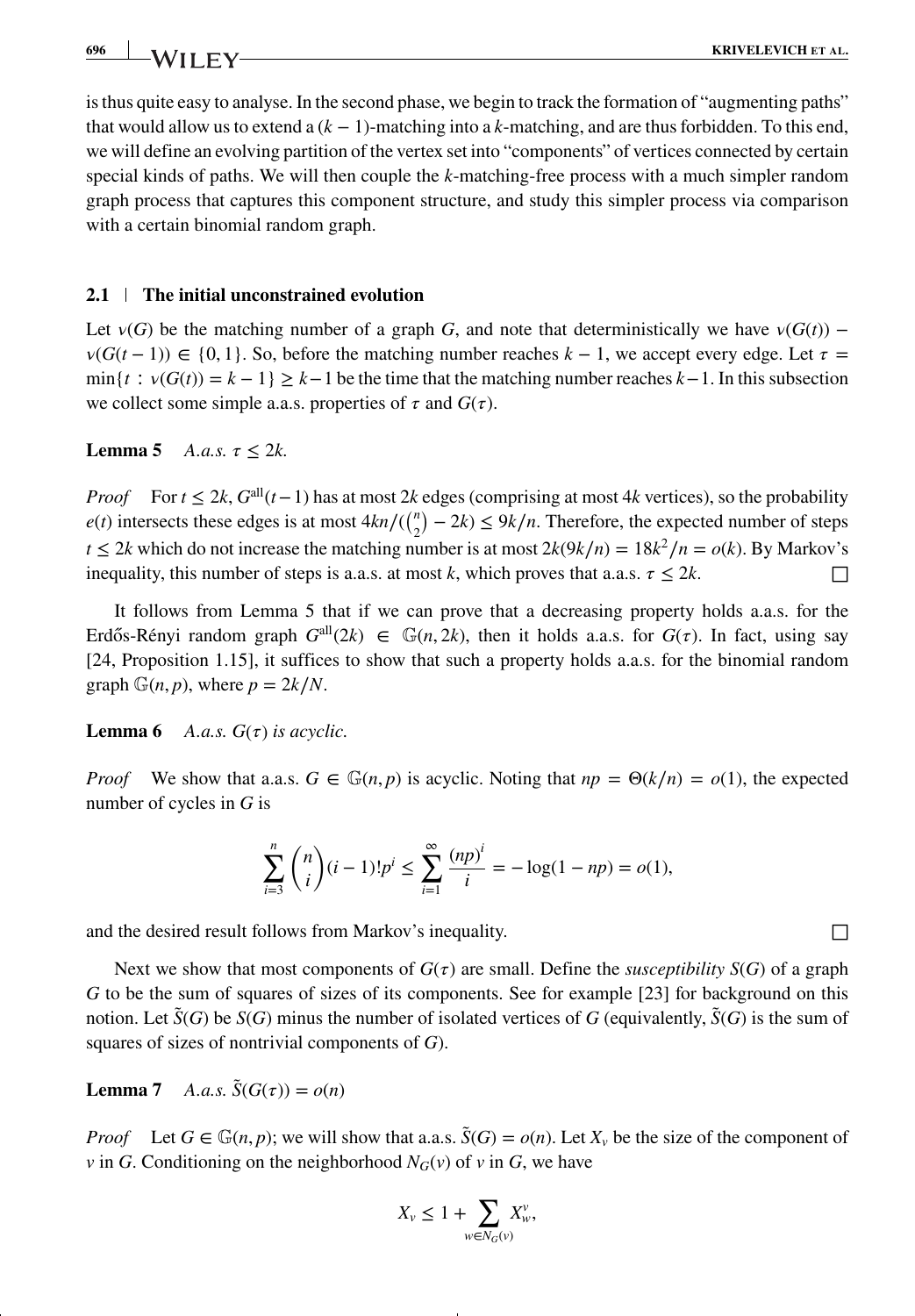is thus quite easy to analyse. In the second phase, we begin to track the formation of "augmenting paths" that would allow us to extend a $(k-1)$-matching into a $k$-matching, and are thus forbidden. To this end, we will define an evolving partition of the vertex set into "components" of vertices connected by certain special kinds of paths. We will then couple the $k$-matching-free process with a much simpler random graph process that captures this component structure, and study this simpler process via comparison with a certain binomial random graph.

### 2.1 | The initial unconstrained evolution

Let $\nu(G)$ be the matching number of a graph $G$, and note that deterministically we have $\nu(G(t)) - \nu(G(t-1)) \in \{0, 1\}$. So, before the matching number reaches $k-1$, we accept every edge. Let $\tau = \min\{t : \nu(G(t)) = k-1\} \geq k-1$ be the time that the matching number reaches $k-1$. In this subsection we collect some simple a.a.s. properties of $\tau$ and $G(\tau)$.

**Lemma 5** *A.a.s.* $\tau \leq 2k$.

*Proof* For $t \leq 2k$, $G^{\text{all}}(t-1)$ has at most $2k$ edges (comprising at most $4k$ vertices), so the probability $e(t)$ intersects these edges is at most $4kn/(\binom{n}{2} - 2k) \leq 9k/n$. Therefore, the expected number of steps $t \leq 2k$ which do not increase the matching number is at most $2k(9k/n) = 18k^2/n = o(k)$. By Markov's inequality, this number of steps is a.a.s. at most $k$, which proves that a.a.s. $\tau \leq 2k$. □

It follows from Lemma 5 that if we can prove that a decreasing property holds a.a.s. for the Erdős-Rényi random graph $G^{\text{all}}(2k) \in \mathbb{G}(n, 2k)$, then it holds a.a.s. for $G(\tau)$. In fact, using say [24, Proposition 1.15], it suffices to show that such a property holds a.a.s. for the binomial random graph $\mathbb{G}(n, p)$, where $p = 2k/N$.

**Lemma 6** *A.a.s.* $G(\tau)$ *is acyclic.*

*Proof* We show that a.a.s. $G \in \mathbb{G}(n, p)$ is acyclic. Noting that $np = \Theta(k/n) = o(1)$, the expected number of cycles in $G$ is

$$\sum_{i=3}^{n} \binom{n}{i} (i-1)! p^i \leq \sum_{i=1}^{\infty} \frac{(np)^i}{i} = -\log(1 - np) = o(1),$$

and the desired result follows from Markov's inequality. □

Next we show that most components of $G(\tau)$ are small. Define the *susceptibility* $S(G)$ of a graph $G$ to be the sum of squares of sizes of its components. See for example [23] for background on this notion. Let $\tilde{S}(G)$ be $S(G)$ minus the number of isolated vertices of $G$ (equivalently, $\tilde{S}(G)$ is the sum of squares of sizes of nontrivial components of $G$).

**Lemma 7** *A.a.s.* $\tilde{S}(G(\tau)) = o(n)$

*Proof* Let $G \in \mathbb{G}(n, p)$; we will show that a.a.s. $\tilde{S}(G) = o(n)$. Let $X_v$ be the size of the component of $v$ in $G$. Conditioning on the neighborhood $N_G(v)$ of $v$ in $G$, we have

$$X_v \leq 1 + \sum_{w \in N_G(v)} X_w^v,$$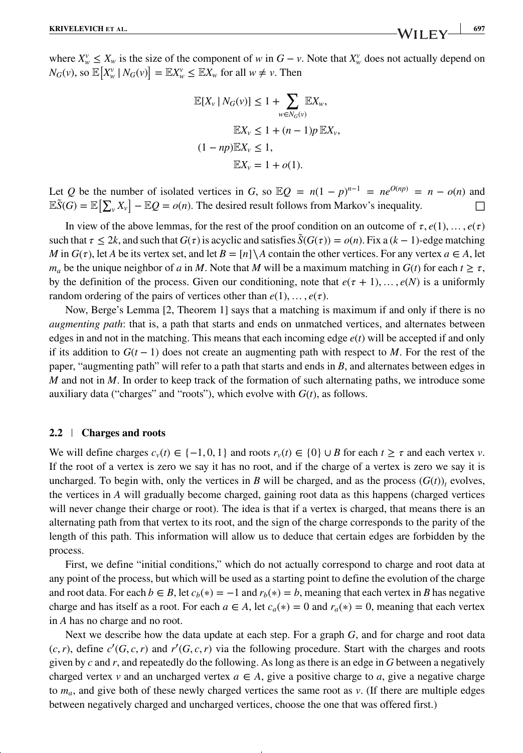where $X_w^v \leq X_w$ is the size of the component of $w$ in $G - v$. Note that $X_w^v$ does not actually depend on $N_G(v)$, so $\mathbb{E}\left[X_w^v \mid N_G(v)\right] = \mathbb{E}X_w^v \leq \mathbb{E}X_w$ for all $w \neq v$. Then

$$
\begin{aligned}
\mathbb{E}[X_v \mid N_G(v)] &\leq 1 + \sum_{w \in N_G(v)} \mathbb{E}X_w, \\
\mathbb{E}X_v &\leq 1 + (n-1)p\, \mathbb{E}X_v, \\
(1 - np)\mathbb{E}X_v &\leq 1, \\
\mathbb{E}X_v &= 1 + o(1).
\end{aligned}
$$

Let $Q$ be the number of isolated vertices in $G$, so $\mathbb{E}Q = n(1-p)^{n-1} = ne^{O(np)} = n - o(n)$ and $\mathbb{E}\tilde{S}(G) = \mathbb{E}\left[\sum_v X_v\right] - \mathbb{E}Q = o(n)$. The desired result follows from Markov's inequality. □

In view of the above lemmas, for the rest of the proof condition on an outcome of $\tau, e(1), \ldots, e(\tau)$ such that $\tau \leq 2k$, and such that $G(\tau)$ is acyclic and satisfies $\tilde{S}(G(\tau)) = o(n)$. Fix a $(k-1)$-edge matching $M$ in $G(\tau)$, let $A$ be its vertex set, and let $B = [n] \backslash A$ contain the other vertices. For any vertex $a \in A$, let $m_a$ be the unique neighbor of $a$ in $M$. Note that $M$ will be a maximum matching in $G(t)$ for each $t \geq \tau$, by the definition of the process. Given our conditioning, note that $e(\tau+1), \ldots, e(N)$ is a uniformly random ordering of the pairs of vertices other than $e(1), \ldots, e(\tau)$.

Now, Berge's Lemma [2, Theorem 1] says that a matching is maximum if and only if there is no *augmenting path*: that is, a path that starts and ends on unmatched vertices, and alternates between edges in and not in the matching. This means that each incoming edge $e(t)$ will be accepted if and only if its addition to $G(t-1)$ does not create an augmenting path with respect to $M$. For the rest of the paper, "augmenting path" will refer to a path that starts and ends in $B$, and alternates between edges in $M$ and not in $M$. In order to keep track of the formation of such alternating paths, we introduce some auxiliary data ("charges" and "roots"), which evolve with $G(t)$, as follows.

## 2.2 Charges and roots

We will define charges $c_v(t) \in \{-1, 0, 1\}$ and roots $r_v(t) \in \{0\} \cup B$ for each $t \geq \tau$ and each vertex $v$. If the root of a vertex is zero we say it has no root, and if the charge of a vertex is zero we say it is uncharged. To begin with, only the vertices in $B$ will be charged, and as the process $(G(t))_t$ evolves, the vertices in $A$ will gradually become charged, gaining root data as this happens (charged vertices will never change their charge or root). The idea is that if a vertex is charged, that means there is an alternating path from that vertex to its root, and the sign of the charge corresponds to the parity of the length of this path. This information will allow us to deduce that certain edges are forbidden by the process.

First, we define "initial conditions," which do not actually correspond to charge and root data at any point of the process, but which will be used as a starting point to define the evolution of the charge and root data. For each $b \in B$, let $c_b(*) = -1$ and $r_b(*) = b$, meaning that each vertex in $B$ has negative charge and has itself as a root. For each $a \in A$, let $c_a(*) = 0$ and $r_a(*) = 0$, meaning that each vertex in $A$ has no charge and no root.

Next we describe how the data update at each step. For a graph $G$, and for charge and root data $(c, r)$, define $c'(G, c, r)$ and $r'(G, c, r)$ via the following procedure. Start with the charges and roots given by $c$ and $r$, and repeatedly do the following. As long as there is an edge in $G$ between a negatively charged vertex $v$ and an uncharged vertex $a \in A$, give a positive charge to $a$, give a negative charge to $m_a$, and give both of these newly charged vertices the same root as $v$. (If there are multiple edges between negatively charged and uncharged vertices, choose the one that was offered first.)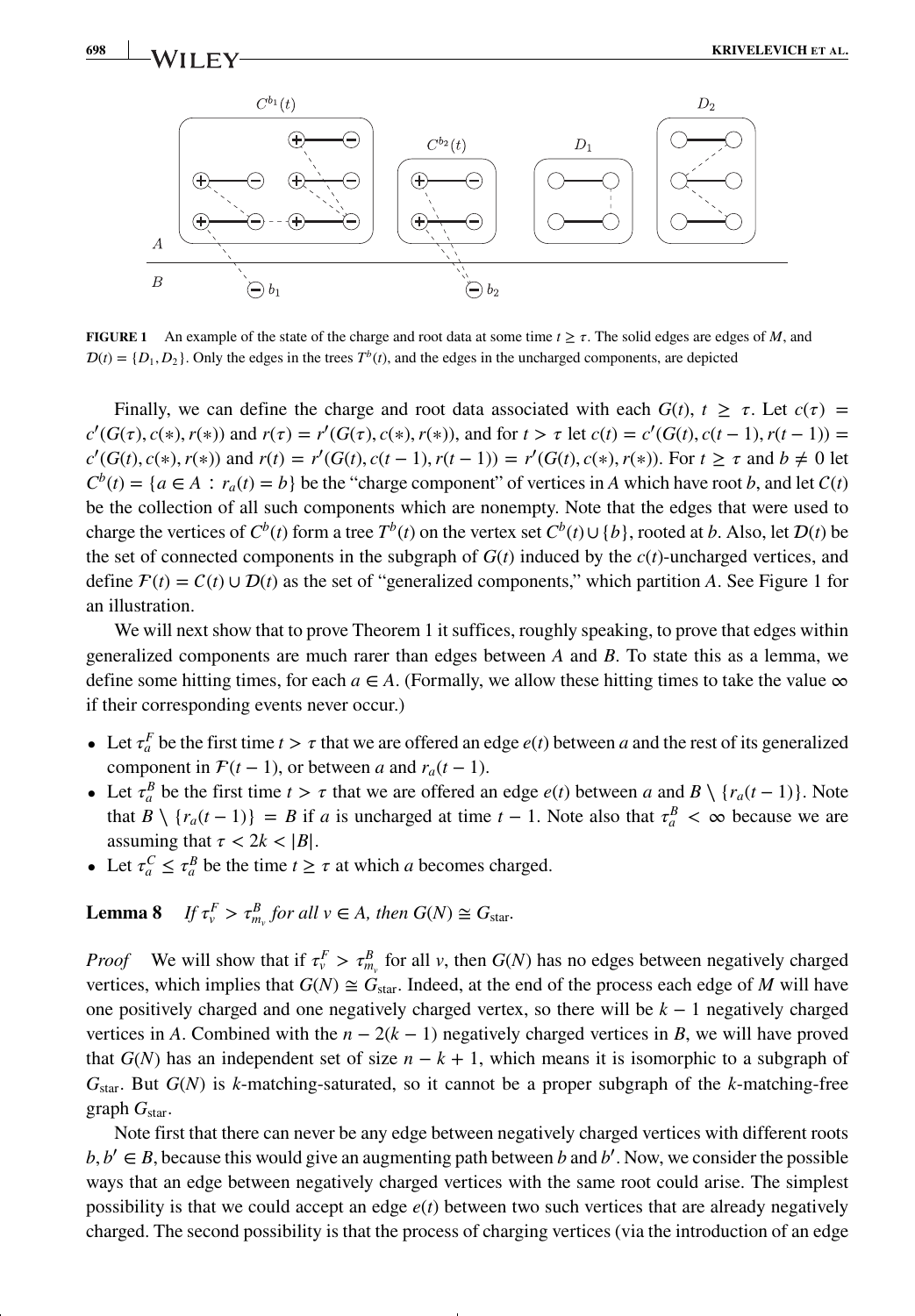**FIGURE 1** An example of the state of the charge and root data at some time $t \geq \tau$. The solid edges are edges of $M$, and $\mathcal{D}(t) = \{D_1, D_2\}$. Only the edges in the trees $T^b(t)$, and the edges in the uncharged components, are depicted

Finally, we can define the charge and root data associated with each $G(t)$, $t \geq \tau$. Let $c(\tau) = c'(G(\tau), c(*), r(*))$ and $r(\tau) = r'(G(\tau), c(*), r(*))$, and for $t > \tau$ let $c(t) = c'(G(t), c(t-1), r(t-1)) = c'(G(t), c(*), r(*))$ and $r(t) = r'(G(t), c(t-1), r(t-1)) = r'(G(t), c(*), r(*))$. For $t \geq \tau$ and $b \neq 0$ let $C^b(t) = \{a \in A : r_a(t) = b\}$ be the "charge component" of vertices in $A$ which have root $b$, and let $\mathcal{C}(t)$ be the collection of all such components which are nonempty. Note that the edges that were used to charge the vertices of $C^b(t)$ form a tree $T^b(t)$ on the vertex set $C^b(t) \cup \{b\}$, rooted at $b$. Also, let $\mathcal{D}(t)$ be the set of connected components in the subgraph of $G(t)$ induced by the $c(t)$-uncharged vertices, and define $\mathcal{F}(t) = \mathcal{C}(t) \cup \mathcal{D}(t)$ as the set of "generalized components," which partition $A$. See Figure 1 for an illustration.

We will next show that to prove Theorem 1 it suffices, roughly speaking, to prove that edges within generalized components are much rarer than edges between $A$ and $B$. To state this as a lemma, we define some hitting times, for each $a \in A$. (Formally, we allow these hitting times to take the value $\infty$ if their corresponding events never occur.)

- Let $\tau_a^F$ be the first time $t > \tau$ that we are offered an edge $e(t)$ between $a$ and the rest of its generalized component in $\mathcal{F}(t-1)$, or between $a$ and $r_a(t-1)$.
- Let $\tau_a^B$ be the first time $t > \tau$ that we are offered an edge $e(t)$ between $a$ and $B \setminus \{r_a(t-1)\}$. Note that $B \setminus \{r_a(t-1)\} = B$ if $a$ is uncharged at time $t-1$. Note also that $\tau_a^B < \infty$ because we are assuming that $\tau < 2k < |B|$.
- Let $\tau_a^C \leq \tau_a^B$ be the time $t \geq \tau$ at which $a$ becomes charged.

**Lemma 8** *If $\tau_v^F > \tau_{m_v}^B$ for all $v \in A$, then $G(N) \cong G_{\text{star}}$.*

*Proof* We will show that if $\tau_v^F > \tau_{m_v}^B$ for all $v$, then $G(N)$ has no edges between negatively charged vertices, which implies that $G(N) \cong G_{\text{star}}$. Indeed, at the end of the process each edge of $M$ will have one positively charged and one negatively charged vertex, so there will be $k-1$ negatively charged vertices in $A$. Combined with the $n - 2(k-1)$ negatively charged vertices in $B$, we will have proved that $G(N)$ has an independent set of size $n - k + 1$, which means it is isomorphic to a subgraph of $G_{\text{star}}$. But $G(N)$ is $k$-matching-saturated, so it cannot be a proper subgraph of the $k$-matching-free graph $G_{\text{star}}$.

Note first that there can never be any edge between negatively charged vertices with different roots $b, b' \in B$, because this would give an augmenting path between $b$ and $b'$. Now, we consider the possible ways that an edge between negatively charged vertices with the same root could arise. The simplest possibility is that we could accept an edge $e(t)$ between two such vertices that are already negatively charged. The second possibility is that the process of charging vertices (via the introduction of an edge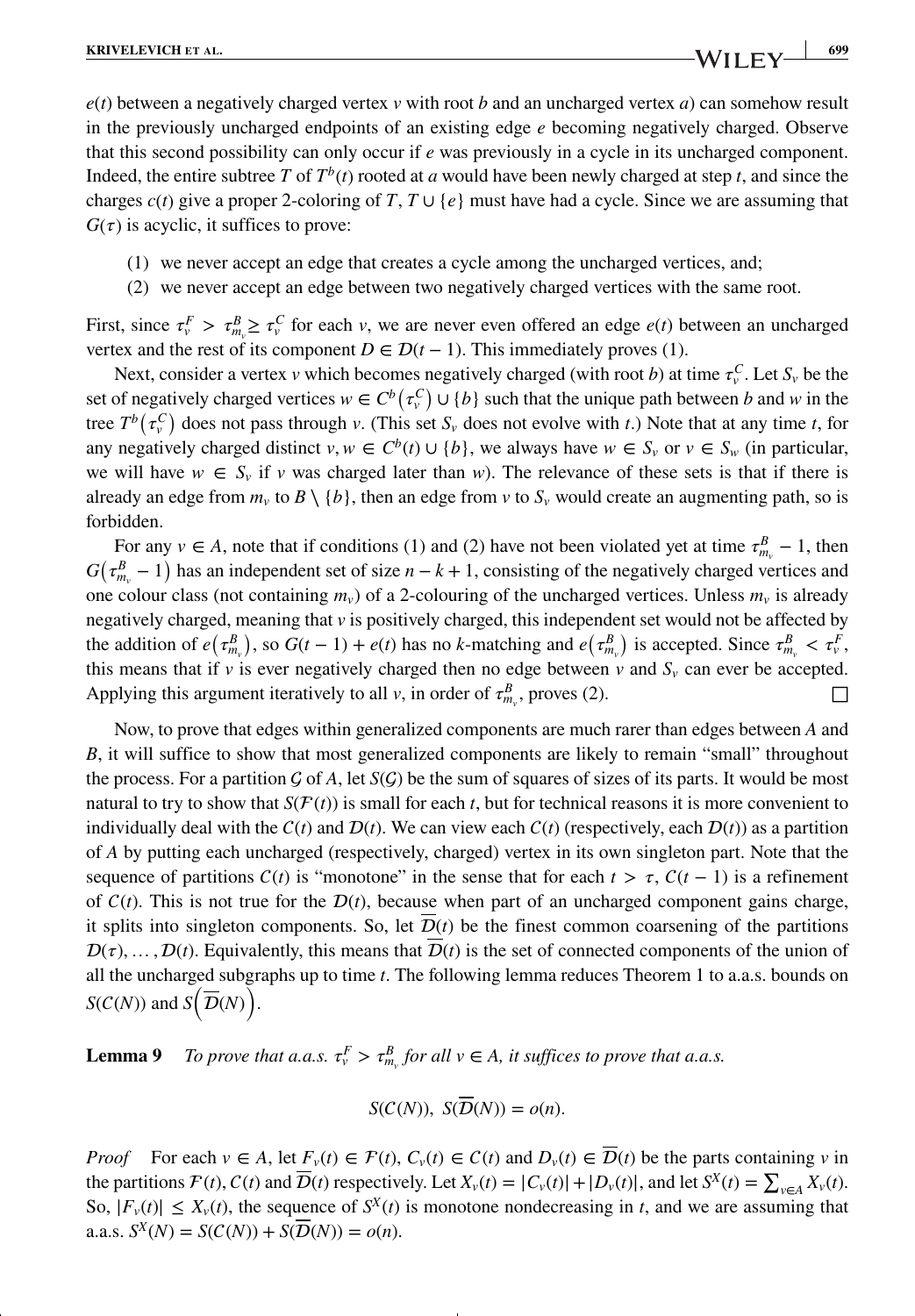$e(t)$ between a negatively charged vertex $v$ with root $b$ and an uncharged vertex $a$) can somehow result in the previously uncharged endpoints of an existing edge $e$ becoming negatively charged. Observe that this second possibility can only occur if $e$ was previously in a cycle in its uncharged component. Indeed, the entire subtree $T$ of $T^b(t)$ rooted at $a$ would have been newly charged at step $t$, and since the charges $c(t)$ give a proper 2-coloring of $T$, $T \cup \{e\}$ must have had a cycle. Since we are assuming that $G(\tau)$ is acyclic, it suffices to prove:

(1) we never accept an edge that creates a cycle among the uncharged vertices, and;

(2) we never accept an edge between two negatively charged vertices with the same root.

First, since $\tau_v^F > \tau_{m_v}^B \geq \tau_v^C$ for each $v$, we are never even offered an edge $e(t)$ between an uncharged vertex and the rest of its component $D \in \mathcal{D}(t-1)$. This immediately proves (1).

Next, consider a vertex $v$ which becomes negatively charged (with root $b$) at time $\tau_v^C$. Let $S_v$ be the set of negatively charged vertices $w \in C^b\left(\tau_v^C\right) \cup \{b\}$ such that the unique path between $b$ and $w$ in the tree $T^b\left(\tau_v^C\right)$ does not pass through $v$. (This set $S_v$ does not evolve with $t$.) Note that at any time $t$, for any negatively charged distinct $v, w \in C^b(t) \cup \{b\}$, we always have $w \in S_v$ or $v \in S_w$ (in particular, we will have $w \in S_v$ if $v$ was charged later than $w$). The relevance of these sets is that if there is already an edge from $m_v$ to $B \setminus \{b\}$, then an edge from $v$ to $S_v$ would create an augmenting path, so is forbidden.

For any $v \in A$, note that if conditions (1) and (2) have not been violated yet at time $\tau_{m_v}^B - 1$, then $G\left(\tau_{m_v}^B - 1\right)$ has an independent set of size $n - k + 1$, consisting of the negatively charged vertices and one colour class (not containing $m_v$) of a 2-colouring of the uncharged vertices. Unless $m_v$ is already negatively charged, meaning that $v$ is positively charged, this independent set would not be affected by the addition of $e\left(\tau_{m_v}^B\right)$, so $G(t-1) + e(t)$ has no $k$-matching and $e\left(\tau_{m_v}^B\right)$ is accepted. Since $\tau_{m_v}^B < \tau_v^F$, this means that if $v$ is ever negatively charged then no edge between $v$ and $S_v$ can ever be accepted. Applying this argument iteratively to all $v$, in order of $\tau_{m_v}^B$, proves (2). □

Now, to prove that edges within generalized components are much rarer than edges between $A$ and $B$, it will suffice to show that most generalized components are likely to remain "small" throughout the process. For a partition $\mathcal{G}$ of $A$, let $S(\mathcal{G})$ be the sum of squares of sizes of its parts. It would be most natural to try to show that $S(\mathcal{F}(t))$ is small for each $t$, but for technical reasons it is more convenient to individually deal with the $\mathcal{C}(t)$ and $\mathcal{D}(t)$. We can view each $\mathcal{C}(t)$ (respectively, each $\mathcal{D}(t)$) as a partition of $A$ by putting each uncharged (respectively, charged) vertex in its own singleton part. Note that the sequence of partitions $\mathcal{C}(t)$ is "monotone" in the sense that for each $t > \tau$, $\mathcal{C}(t-1)$ is a refinement of $\mathcal{C}(t)$. This is not true for the $\mathcal{D}(t)$, because when part of an uncharged component gains charge, it splits into singleton components. So, let $\overline{\mathcal{D}}(t)$ be the finest common coarsening of the partitions $\mathcal{D}(\tau), \ldots, \mathcal{D}(t)$. Equivalently, this means that $\overline{\mathcal{D}}(t)$ is the set of connected components of the union of all the uncharged subgraphs up to time $t$. The following lemma reduces Theorem 1 to a.a.s. bounds on $S(\mathcal{C}(N))$ and $S\left(\overline{\mathcal{D}}(N)\right)$.

**Lemma 9** *To prove that a.a.s. $\tau_v^F > \tau_{m_v}^B$ for all $v \in A$, it suffices to prove that a.a.s.*

$$S(\mathcal{C}(N)),\ S(\overline{\mathcal{D}}(N)) = o(n).$$

*Proof* For each $v \in A$, let $F_v(t) \in \mathcal{F}(t)$, $C_v(t) \in \mathcal{C}(t)$ and $D_v(t) \in \overline{\mathcal{D}}(t)$ be the parts containing $v$ in the partitions $\mathcal{F}(t)$, $\mathcal{C}(t)$ and $\overline{\mathcal{D}}(t)$ respectively. Let $X_v(t) = |C_v(t)| + |D_v(t)|$, and let $S^X(t) = \sum_{v \in A} X_v(t)$. So, $|F_v(t)| \leq X_v(t)$, the sequence of $S^X(t)$ is monotone nondecreasing in $t$, and we are assuming that a.a.s. $S^X(N) = S(\mathcal{C}(N)) + S(\overline{\mathcal{D}}(N)) = o(n)$.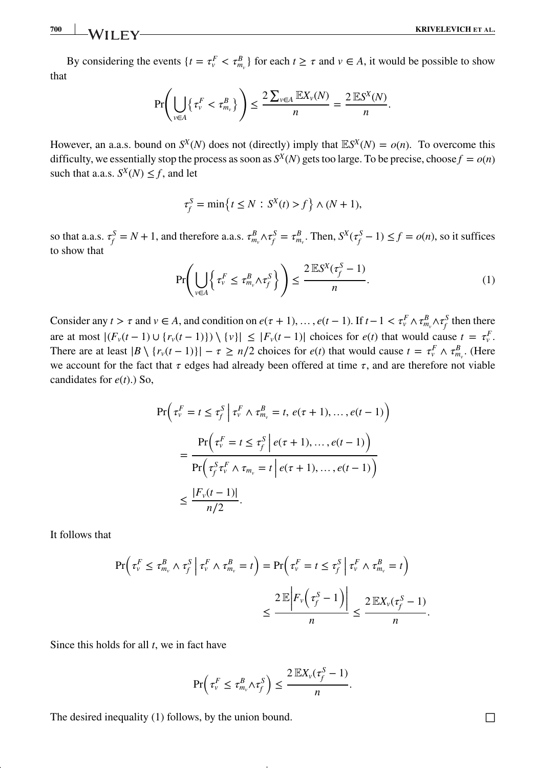By considering the events $\{t = \tau_v^F < \tau_{m_v}^B\}$ for each $t \ge \tau$ and $v \in A$, it would be possible to show that

$$\Pr\left(\bigcup_{v\in A}\left\{\tau_v^F < \tau_{m_v}^B\right\}\right) \le \frac{2\sum_{v\in A}\mathbb{E}X_v(N)}{n} = \frac{2\,\mathbb{E}S^X(N)}{n}.$$

However, an a.a.s. bound on $S^X(N)$ does not (directly) imply that $\mathbb{E}S^X(N) = o(n)$. To overcome this difficulty, we essentially stop the process as soon as $S^X(N)$ gets too large. To be precise, choose $f = o(n)$ such that a.a.s. $S^X(N) \le f$, and let

$$\tau_f^S = \min\left\{t \le N : S^X(t) > f\right\} \wedge (N+1),$$

so that a.a.s. $\tau_f^S = N+1$, and therefore a.a.s. $\tau_{m_v}^B \wedge \tau_f^S = \tau_{m_v}^B$. Then, $S^X(\tau_f^S - 1) \le f = o(n)$, so it suffices to show that

$$\Pr\left(\bigcup_{v\in A}\left\{\tau_v^F \le \tau_{m_v}^B \wedge \tau_f^S\right\}\right) \le \frac{2\,\mathbb{E}S^X(\tau_f^S - 1)}{n}. \tag{1}$$

Consider any $t > \tau$ and $v \in A$, and condition on $e(\tau+1), \dots, e(t-1)$. If $t-1 < \tau_v^F \wedge \tau_{m_v}^B \wedge \tau_f^S$ then there are at most $|(F_v(t-1) \cup \{r_v(t-1)\}) \setminus \{v\}| \le |F_v(t-1)|$ choices for $e(t)$ that would cause $t = \tau_v^F$. There are at least $|B \setminus \{r_v(t-1)\}| - \tau \ge n/2$ choices for $e(t)$ that would cause $t = \tau_v^F \wedge \tau_{m_v}^B$. (Here we account for the fact that $\tau$ edges had already been offered at time $\tau$, and are therefore not viable candidates for $e(t)$.) So,

$$\begin{aligned}
&\Pr\left(\tau_v^F = t \le \tau_f^S \,\middle|\, \tau_v^F \wedge \tau_{m_v}^B = t,\ e(\tau+1), \dots, e(t-1)\right) \\
&\quad = \frac{\Pr\left(\tau_v^F = t \le \tau_f^S \,\middle|\, e(\tau+1), \dots, e(t-1)\right)}{\Pr\left(\tau_f^S \tau_v^F \wedge \tau_{m_v} = t \,\middle|\, e(\tau+1), \dots, e(t-1)\right)} \\
&\quad \le \frac{|F_v(t-1)|}{n/2}.
\end{aligned}$$

It follows that

$$\begin{aligned}
\Pr\left(\tau_v^F \le \tau_{m_v}^B \wedge \tau_f^S \,\middle|\, \tau_v^F \wedge \tau_{m_v}^B = t\right) &= \Pr\left(\tau_v^F = t \le \tau_f^S \,\middle|\, \tau_v^F \wedge \tau_{m_v}^B = t\right) \\
&\le \frac{2\,\mathbb{E}\left|F_v\left(\tau_f^S - 1\right)\right|}{n} \le \frac{2\,\mathbb{E}X_v(\tau_f^S - 1)}{n}.
\end{aligned}$$

Since this holds for all $t$, we in fact have

$$\Pr\left(\tau_v^F \le \tau_{m_v}^B \wedge \tau_f^S\right) \le \frac{2\,\mathbb{E}X_v(\tau_f^S - 1)}{n}.$$

The desired inequality (1) follows, by the union bound. □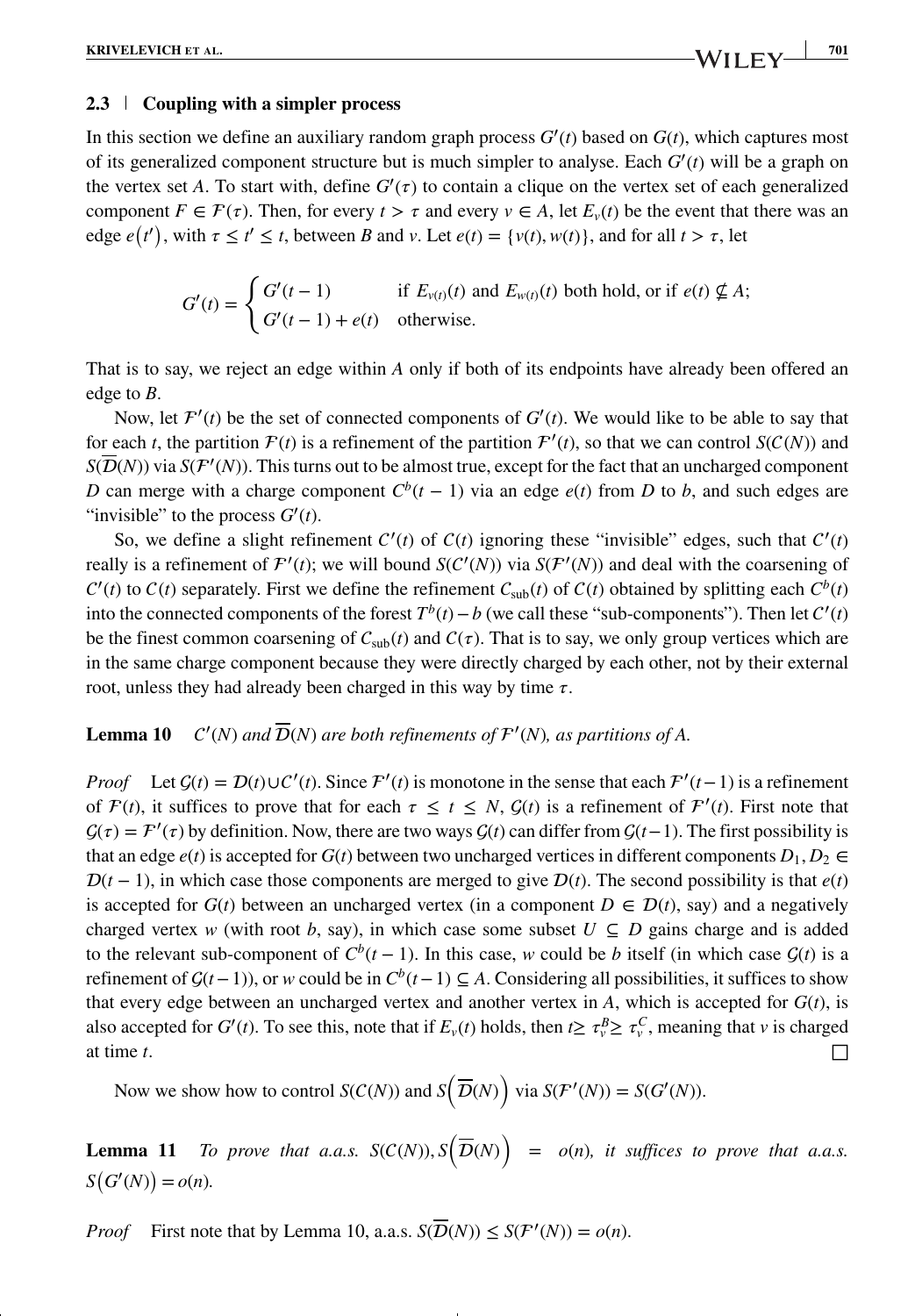### 2.3 | Coupling with a simpler process

In this section we define an auxiliary random graph process $G'(t)$ based on $G(t)$, which captures most of its generalized component structure but is much simpler to analyse. Each $G'(t)$ will be a graph on the vertex set $A$. To start with, define $G'(\tau)$ to contain a clique on the vertex set of each generalized component $F \in \mathcal{F}(\tau)$. Then, for every $t > \tau$ and every $v \in A$, let $E_v(t)$ be the event that there was an edge $e\left(t'\right)$, with $\tau \leq t' \leq t$, between $B$ and $v$. Let $e(t) = \{v(t), w(t)\}$, and for all $t > \tau$, let

$$G'(t) = \begin{cases} G'(t-1) & \text{if } E_{v(t)}(t) \text{ and } E_{w(t)}(t) \text{ both hold, or if } e(t) \nsubseteq A; \\ G'(t-1) + e(t) & \text{otherwise.} \end{cases}$$

That is to say, we reject an edge within $A$ only if both of its endpoints have already been offered an edge to $B$.

Now, let $\mathcal{F}'(t)$ be the set of connected components of $G'(t)$. We would like to be able to say that for each $t$, the partition $\mathcal{F}(t)$ is a refinement of the partition $\mathcal{F}'(t)$, so that we can control $S(\mathcal{C}(N))$ and $S(\overline{\mathcal{D}}(N))$ via $S(\mathcal{F}'(N))$. This turns out to be almost true, except for the fact that an uncharged component $D$ can merge with a charge component $C^b(t-1)$ via an edge $e(t)$ from $D$ to $b$, and such edges are "invisible" to the process $G'(t)$.

So, we define a slight refinement $\mathcal{C}'(t)$ of $\mathcal{C}(t)$ ignoring these "invisible" edges, such that $\mathcal{C}'(t)$ really is a refinement of $\mathcal{F}'(t)$; we will bound $S(\mathcal{C}'(N))$ via $S(\mathcal{F}'(N))$ and deal with the coarsening of $\mathcal{C}'(t)$ to $\mathcal{C}(t)$ separately. First we define the refinement $\mathcal{C}_{\text{sub}}(t)$ of $\mathcal{C}(t)$ obtained by splitting each $C^b(t)$ into the connected components of the forest $T^b(t) - b$ (we call these "sub-components"). Then let $\mathcal{C}'(t)$ be the finest common coarsening of $\mathcal{C}_{\text{sub}}(t)$ and $\mathcal{C}(\tau)$. That is to say, we only group vertices which are in the same charge component because they were directly charged by each other, not by their external root, unless they had already been charged in this way by time $\tau$.

**Lemma 10** *$\mathcal{C}'(N)$ and $\overline{\mathcal{D}}(N)$ are both refinements of $\mathcal{F}'(N)$, as partitions of $A$.*

*Proof* Let $\mathcal{G}(t) = \mathcal{D}(t) \cup \mathcal{C}'(t)$. Since $\mathcal{F}'(t)$ is monotone in the sense that each $\mathcal{F}'(t-1)$ is a refinement of $\mathcal{F}(t)$, it suffices to prove that for each $\tau \leq t \leq N$, $\mathcal{G}(t)$ is a refinement of $\mathcal{F}'(t)$. First note that $\mathcal{G}(\tau) = \mathcal{F}'(\tau)$ by definition. Now, there are two ways $\mathcal{G}(t)$ can differ from $\mathcal{G}(t-1)$. The first possibility is that an edge $e(t)$ is accepted for $G(t)$ between two uncharged vertices in different components $D_1, D_2 \in \mathcal{D}(t-1)$, in which case those components are merged to give $\mathcal{D}(t)$. The second possibility is that $e(t)$ is accepted for $G(t)$ between an uncharged vertex (in a component $D \in \mathcal{D}(t)$, say) and a negatively charged vertex $w$ (with root $b$, say), in which case some subset $U \subseteq D$ gains charge and is added to the relevant sub-component of $C^b(t-1)$. In this case, $w$ could be $b$ itself (in which case $\mathcal{G}(t)$ is a refinement of $\mathcal{G}(t-1)$), or $w$ could be in $C^b(t-1) \subseteq A$. Considering all possibilities, it suffices to show that every edge between an uncharged vertex and another vertex in $A$, which is accepted for $G(t)$, is also accepted for $G'(t)$. To see this, note that if $E_v(t)$ holds, then $t \geq \tau_v^B \geq \tau_v^C$, meaning that $v$ is charged at time $t$. □

Now we show how to control $S(\mathcal{C}(N))$ and $S\left(\overline{\mathcal{D}}(N)\right)$ via $S(\mathcal{F}'(N)) = S(G'(N))$.

**Lemma 11** *To prove that a.a.s. $S(\mathcal{C}(N)), S\left(\overline{\mathcal{D}}(N)\right) = o(n)$, it suffices to prove that a.a.s. $S\left(G'(N)\right) = o(n)$.*

*Proof* First note that by Lemma 10, a.a.s. $S(\overline{\mathcal{D}}(N)) \leq S(\mathcal{F}'(N)) = o(n)$.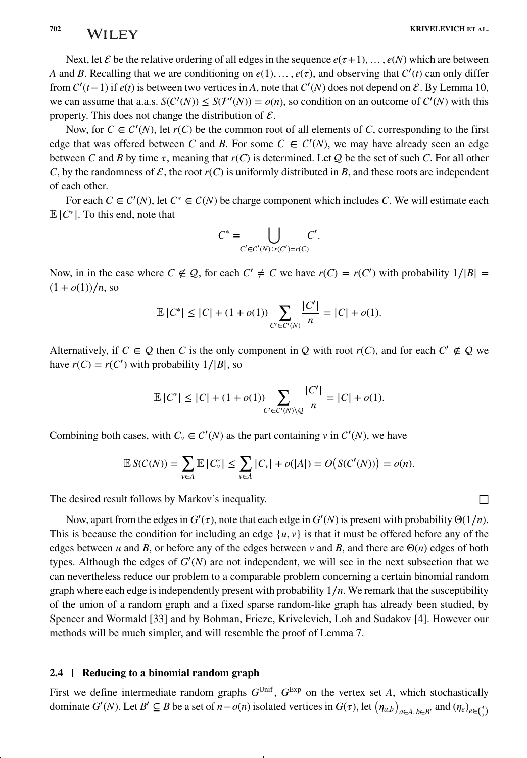Next, let $\mathcal{E}$ be the relative ordering of all edges in the sequence $e(\tau+1), \dots, e(N)$ which are between $A$ and $B$. Recalling that we are conditioning on $e(1), \dots, e(\tau)$, and observing that $\mathcal{C}'(t)$ can only differ from $\mathcal{C}'(t-1)$ if $e(t)$ is between two vertices in $A$, note that $\mathcal{C}'(N)$ does not depend on $\mathcal{E}$. By Lemma 10, we can assume that a.a.s. $S(\mathcal{C}'(N)) \le S(\mathcal{F}'(N)) = o(n)$, so condition on an outcome of $\mathcal{C}'(N)$ with this property. This does not change the distribution of $\mathcal{E}$.

Now, for $C \in \mathcal{C}'(N)$, let $r(C)$ be the common root of all elements of $C$, corresponding to the first edge that was offered between $C$ and $B$. For some $C \in \mathcal{C}'(N)$, we may have already seen an edge between $C$ and $B$ by time $\tau$, meaning that $r(C)$ is determined. Let $\mathcal{Q}$ be the set of such $C$. For all other $C$, by the randomness of $\mathcal{E}$, the root $r(C)$ is uniformly distributed in $B$, and these roots are independent of each other.

For each $C \in \mathcal{C}'(N)$, let $C^* \in \mathcal{C}(N)$ be charge component which includes $C$. We will estimate each $\mathbb{E}\,|C^*|$. To this end, note that

$$C^* = \bigcup_{C' \in \mathcal{C}'(N) : r(C') = r(C)} C'.$$

Now, in in the case where $C \notin \mathcal{Q}$, for each $C' \neq C$ we have $r(C) = r(C')$ with probability $1/|B| = (1+o(1))/n$, so

$$\mathbb{E}\,|C^*| \le |C| + (1+o(1)) \sum_{C' \in \mathcal{C}'(N)} \frac{|C'|}{n} = |C| + o(1).$$

Alternatively, if $C \in \mathcal{Q}$ then $C$ is the only component in $\mathcal{Q}$ with root $r(C)$, and for each $C' \notin \mathcal{Q}$ we have $r(C) = r(C')$ with probability $1/|B|$, so

$$\mathbb{E}\,|C^*| \le |C| + (1+o(1)) \sum_{C' \in \mathcal{C}'(N) \setminus \mathcal{Q}} \frac{|C'|}{n} = |C| + o(1).$$

Combining both cases, with $C_v \in \mathcal{C}'(N)$ as the part containing $v$ in $\mathcal{C}'(N)$, we have

$$\mathbb{E}\, S(\mathcal{C}(N)) = \sum_{v \in A} \mathbb{E}\,|C_v^*| \le \sum_{v \in A} |C_v| + o(|A|) = O\big(S(\mathcal{C}'(N))\big) = o(n).$$

The desired result follows by Markov's inequality. □

Now, apart from the edges in $G'(\tau)$, note that each edge in $G'(N)$ is present with probability $\Theta(1/n)$. This is because the condition for including an edge $\{u, v\}$ is that it must be offered before any of the edges between $u$ and $B$, or before any of the edges between $v$ and $B$, and there are $\Theta(n)$ edges of both types. Although the edges of $G'(N)$ are not independent, we will see in the next subsection that we can nevertheless reduce our problem to a comparable problem concerning a certain binomial random graph where each edge is independently present with probability $1/n$. We remark that the susceptibility of the union of a random graph and a fixed sparse random-like graph has already been studied, by Spencer and Wormald [33] and by Bohman, Frieze, Krivelevich, Loh and Sudakov [4]. However our methods will be much simpler, and will resemble the proof of Lemma 7.

## 2.4 | Reducing to a binomial random graph

First we define intermediate random graphs $G^{\mathrm{Unif}}$, $G^{\mathrm{Exp}}$ on the vertex set $A$, which stochastically dominate $G'(N)$. Let $B' \subseteq B$ be a set of $n - o(n)$ isolated vertices in $G(\tau)$, let $\left(\eta_{a,b}\right)_{a \in A,\, b \in B'}$ and $(\eta_e)_{e \in \binom{A}{2}}$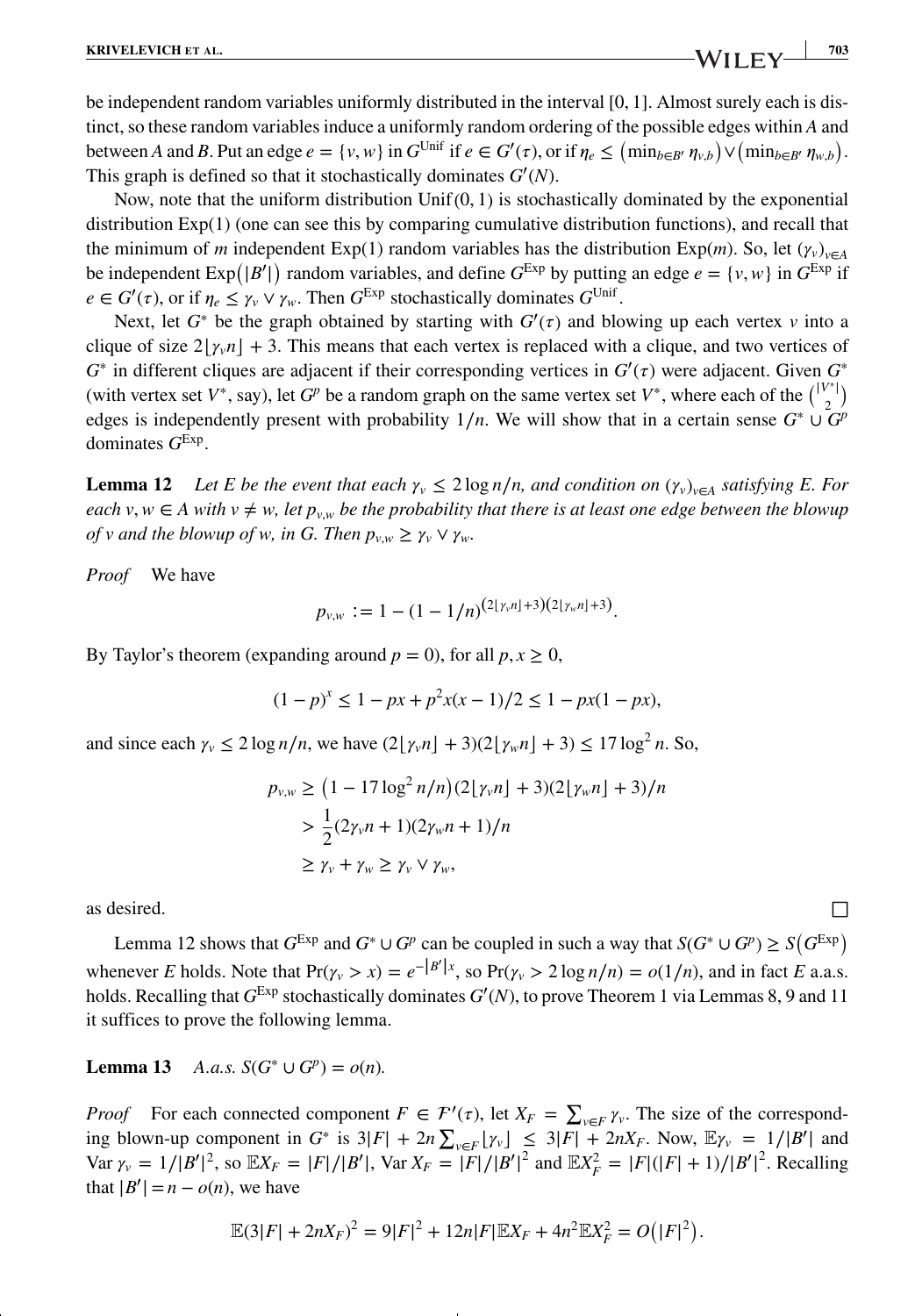be independent random variables uniformly distributed in the interval $[0, 1]$. Almost surely each is distinct, so these random variables induce a uniformly random ordering of the possible edges within $A$ and between $A$ and $B$. Put an edge $e = \{v, w\}$ in $G^{\text{Unif}}$ if $e \in G'(\tau)$, or if $\eta_e \leq \left(\min_{b \in B'} \eta_{v,b}\right) \vee \left(\min_{b \in B'} \eta_{w,b}\right)$. This graph is defined so that it stochastically dominates $G'(N)$.

Now, note that the uniform distribution $\text{Unif}(0, 1)$ is stochastically dominated by the exponential distribution $\text{Exp}(1)$ (one can see this by comparing cumulative distribution functions), and recall that the minimum of $m$ independent $\text{Exp}(1)$ random variables has the distribution $\text{Exp}(m)$. So, let $(\gamma_v)_{v \in A}$ be independent $\text{Exp}\left(|B'|\right)$ random variables, and define $G^{\text{Exp}}$ by putting an edge $e = \{v, w\}$ in $G^{\text{Exp}}$ if $e \in G'(\tau)$, or if $\eta_e \leq \gamma_v \vee \gamma_w$. Then $G^{\text{Exp}}$ stochastically dominates $G^{\text{Unif}}$.

Next, let $G^*$ be the graph obtained by starting with $G'(\tau)$ and blowing up each vertex $v$ into a clique of size $2\lfloor \gamma_v n \rfloor + 3$. This means that each vertex is replaced with a clique, and two vertices of $G^*$ in different cliques are adjacent if their corresponding vertices in $G'(\tau)$ were adjacent. Given $G^*$ (with vertex set $V^*$, say), let $G^p$ be a random graph on the same vertex set $V^*$, where each of the $\binom{|V^*|}{2}$ edges is independently present with probability $1/n$. We will show that in a certain sense $G^* \cup G^p$ dominates $G^{\text{Exp}}$.

**Lemma 12** *Let $E$ be the event that each $\gamma_v \leq 2 \log n/n$, and condition on $(\gamma_v)_{v \in A}$ satisfying $E$. For each $v, w \in A$ with $v \neq w$, let $p_{v,w}$ be the probability that there is at least one edge between the blowup of $v$ and the blowup of $w$, in $G$. Then $p_{v,w} \geq \gamma_v \vee \gamma_w$.*

*Proof* We have

$$p_{v,w} := 1 - (1 - 1/n)^{(2\lfloor \gamma_v n \rfloor + 3)(2\lfloor \gamma_w n \rfloor + 3)}.$$

By Taylor's theorem (expanding around $p = 0$), for all $p, x \geq 0$,

$$(1 - p)^x \leq 1 - px + p^2 x(x - 1)/2 \leq 1 - px(1 - px),$$

and since each $\gamma_v \leq 2 \log n/n$, we have $(2\lfloor \gamma_v n \rfloor + 3)(2\lfloor \gamma_w n \rfloor + 3) \leq 17 \log^2 n$. So,

$$\begin{aligned}
p_{v,w} &\geq \left(1 - 17 \log^2 n/n\right)(2\lfloor \gamma_v n \rfloor + 3)(2\lfloor \gamma_w n \rfloor + 3)/n \\
&> \frac{1}{2}(2\gamma_v n + 1)(2\gamma_w n + 1)/n \\
&\geq \gamma_v + \gamma_w \geq \gamma_v \vee \gamma_w,
\end{aligned}$$

as desired. $\square$

Lemma 12 shows that $G^{\text{Exp}}$ and $G^* \cup G^p$ can be coupled in such a way that $S(G^* \cup G^p) \geq S\left(G^{\text{Exp}}\right)$ whenever $E$ holds. Note that $\Pr(\gamma_v > x) = e^{-|B'|x}$, so $\Pr(\gamma_v > 2 \log n/n) = o(1/n)$, and in fact $E$ a.a.s. holds. Recalling that $G^{\text{Exp}}$ stochastically dominates $G'(N)$, to prove Theorem 1 via Lemmas 8, 9 and 11 it suffices to prove the following lemma.

**Lemma 13** *A.a.s. $S(G^* \cup G^p) = o(n)$.*

*Proof* For each connected component $F \in \mathcal{F}'(\tau)$, let $X_F = \sum_{v \in F} \gamma_v$. The size of the corresponding blown-up component in $G^*$ is $3|F| + 2n \sum_{v \in F} \lfloor \gamma_v \rfloor \leq 3|F| + 2nX_F$. Now, $\mathbb{E}\gamma_v = 1/|B'|$ and $\text{Var}\,\gamma_v = 1/|B'|^2$, so $\mathbb{E}X_F = |F|/|B'|$, $\text{Var}\,X_F = |F|/|B'|^2$ and $\mathbb{E}X_F^2 = |F|(|F| + 1)/|B'|^2$. Recalling that $|B'| = n - o(n)$, we have

$$\mathbb{E}(3|F| + 2nX_F)^2 = 9|F|^2 + 12n|F|\mathbb{E}X_F + 4n^2\mathbb{E}X_F^2 = O\left(|F|^2\right).$$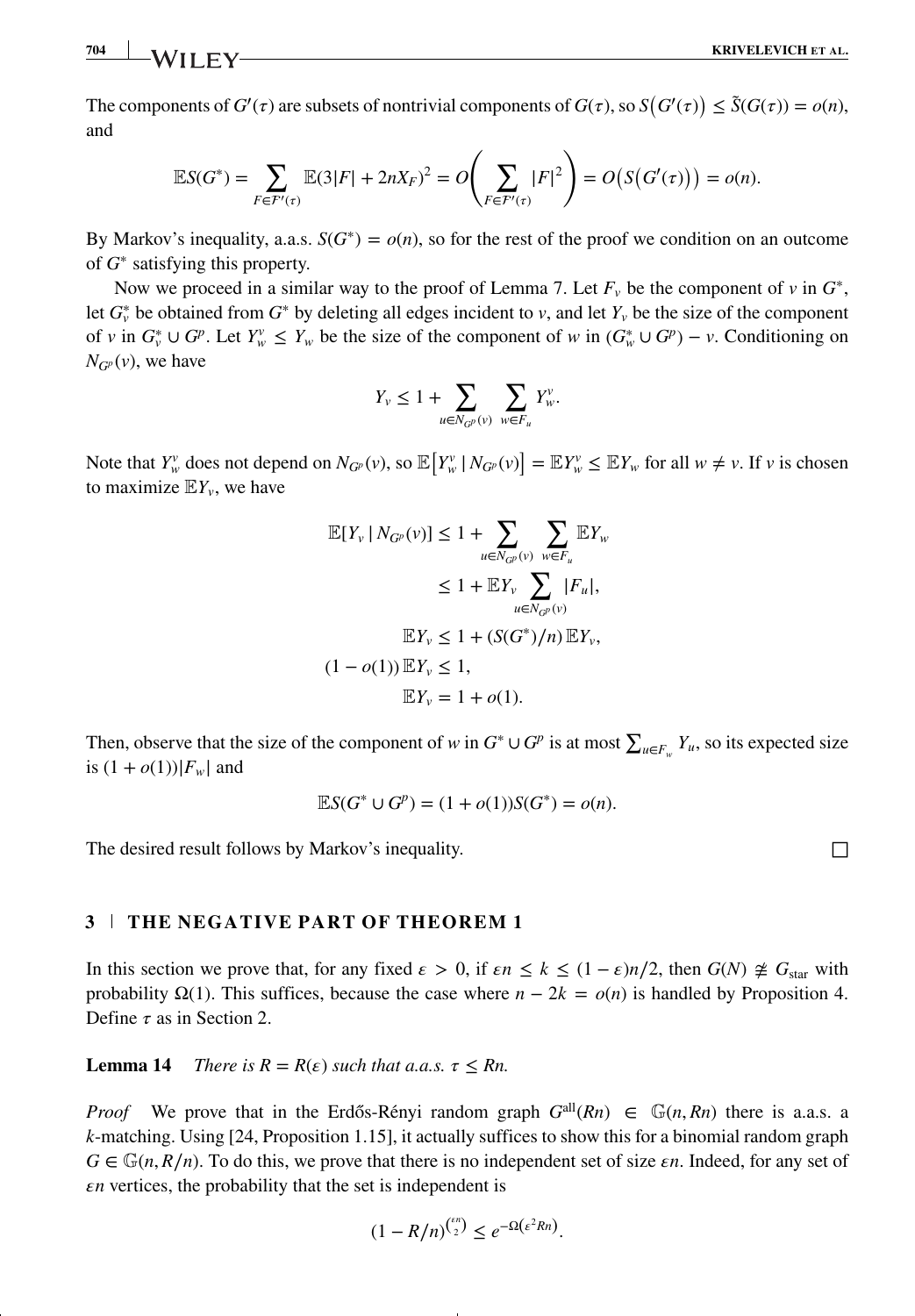The components of $G'(\tau)$ are subsets of nontrivial components of $G(\tau)$, so $S\big(G'(\tau)\big) \le \tilde{S}(G(\tau)) = o(n)$, and

$$\mathbb{E}S(G^*) = \sum_{F \in \mathcal{F}'(\tau)} \mathbb{E}(3|F| + 2nX_F)^2 = O\left(\sum_{F \in \mathcal{F}'(\tau)} |F|^2\right) = O\big(S\big(G'(\tau)\big)\big) = o(n).$$

By Markov's inequality, a.a.s. $S(G^*) = o(n)$, so for the rest of the proof we condition on an outcome of $G^*$ satisfying this property.

Now we proceed in a similar way to the proof of Lemma 7. Let $F_v$ be the component of $v$ in $G^*$, let $G^*_v$ be obtained from $G^*$ by deleting all edges incident to $v$, and let $Y_v$ be the size of the component of $v$ in $G^*_v \cup G^p$. Let $Y^v_w \le Y_w$ be the size of the component of $w$ in $(G^*_w \cup G^p) - v$. Conditioning on $N_{G^p}(v)$, we have

$$Y_v \le 1 + \sum_{u \in N_{G^p}(v)} \sum_{w \in F_u} Y^v_w.$$

Note that $Y^v_w$ does not depend on $N_{G^p}(v)$, so $\mathbb{E}\big[Y^v_w \mid N_{G^p}(v)\big] = \mathbb{E}Y^v_w \le \mathbb{E}Y_w$ for all $w \ne v$. If $v$ is chosen to maximize $\mathbb{E}Y_v$, we have

$$\begin{aligned}
\mathbb{E}[Y_v \mid N_{G^p}(v)] &\le 1 + \sum_{u \in N_{G^p}(v)} \sum_{w \in F_u} \mathbb{E}Y_w \\
&\le 1 + \mathbb{E}Y_v \sum_{u \in N_{G^p}(v)} |F_u|, \\
\mathbb{E}Y_v &\le 1 + (S(G^*)/n)\,\mathbb{E}Y_v, \\
(1 - o(1))\,\mathbb{E}Y_v &\le 1, \\
\mathbb{E}Y_v &= 1 + o(1).
\end{aligned}$$

Then, observe that the size of the component of $w$ in $G^* \cup G^p$ is at most $\sum_{u \in F_w} Y_u$, so its expected size is $(1 + o(1))|F_w|$ and

$$\mathbb{E}S(G^* \cup G^p) = (1 + o(1))S(G^*) = o(n).$$

The desired result follows by Markov's inequality. □

## 3 | THE NEGATIVE PART OF THEOREM 1

In this section we prove that, for any fixed $\varepsilon > 0$, if $\varepsilon n \le k \le (1 - \varepsilon)n/2$, then $G(N) \ncong G_{\text{star}}$ with probability $\Omega(1)$. This suffices, because the case where $n - 2k = o(n)$ is handled by Proposition 4. Define $\tau$ as in Section 2.

**Lemma 14** *There is $R = R(\varepsilon)$ such that a.a.s. $\tau \le Rn$.*

*Proof* We prove that in the Erdős-Rényi random graph $G^{\text{all}}(Rn) \in \mathbb{G}(n, Rn)$ there is a.a.s. a $k$-matching. Using [24, Proposition 1.15], it actually suffices to show this for a binomial random graph $G \in \mathbb{G}(n, R/n)$. To do this, we prove that there is no independent set of size $\varepsilon n$. Indeed, for any set of $\varepsilon n$ vertices, the probability that the set is independent is

$$(1 - R/n)^{\binom{\varepsilon n}{2}} \le e^{-\Omega(\varepsilon^2 Rn)}.$$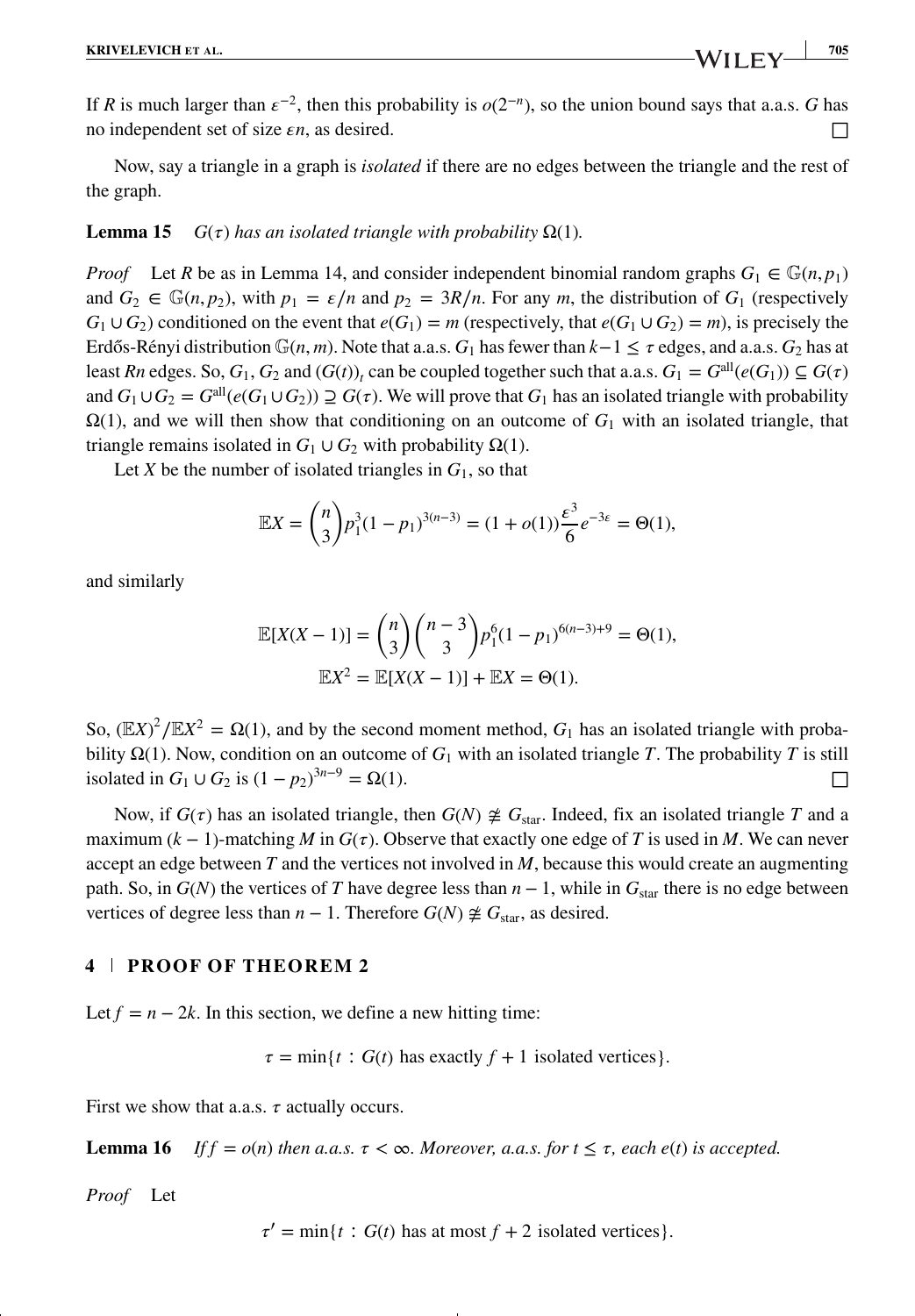If $R$ is much larger than $\varepsilon^{-2}$, then this probability is $o(2^{-n})$, so the union bound says that a.a.s. $G$ has no independent set of size $\varepsilon n$, as desired. □

Now, say a triangle in a graph is *isolated* if there are no edges between the triangle and the rest of the graph.

**Lemma 15** *$G(\tau)$ has an isolated triangle with probability $\Omega(1)$.*

*Proof* Let $R$ be as in Lemma 14, and consider independent binomial random graphs $G_1 \in \mathbb{G}(n, p_1)$ and $G_2 \in \mathbb{G}(n, p_2)$, with $p_1 = \varepsilon/n$ and $p_2 = 3R/n$. For any $m$, the distribution of $G_1$ (respectively $G_1 \cup G_2$) conditioned on the event that $e(G_1) = m$ (respectively, that $e(G_1 \cup G_2) = m$), is precisely the Erdős-Rényi distribution $\mathbb{G}(n, m)$. Note that a.a.s. $G_1$ has fewer than $k-1 \le \tau$ edges, and a.a.s. $G_2$ has at least $Rn$ edges. So, $G_1$, $G_2$ and $(G(t))_t$ can be coupled together such that a.a.s. $G_1 = G^{\text{all}}(e(G_1)) \subseteq G(\tau)$ and $G_1 \cup G_2 = G^{\text{all}}(e(G_1 \cup G_2)) \supseteq G(\tau)$. We will prove that $G_1$ has an isolated triangle with probability $\Omega(1)$, and we will then show that conditioning on an outcome of $G_1$ with an isolated triangle, that triangle remains isolated in $G_1 \cup G_2$ with probability $\Omega(1)$.

Let $X$ be the number of isolated triangles in $G_1$, so that

$$\mathbb{E}X = \binom{n}{3} p_1^3 (1 - p_1)^{3(n-3)} = (1 + o(1)) \frac{\varepsilon^3}{6} e^{-3\varepsilon} = \Theta(1),$$

and similarly

$$\mathbb{E}[X(X-1)] = \binom{n}{3}\binom{n-3}{3} p_1^6 (1 - p_1)^{6(n-3)+9} = \Theta(1),$$
$$\mathbb{E}X^2 = \mathbb{E}[X(X-1)] + \mathbb{E}X = \Theta(1).$$

So, $(\mathbb{E}X)^2/\mathbb{E}X^2 = \Omega(1)$, and by the second moment method, $G_1$ has an isolated triangle with probability $\Omega(1)$. Now, condition on an outcome of $G_1$ with an isolated triangle $T$. The probability $T$ is still isolated in $G_1 \cup G_2$ is $(1 - p_2)^{3n-9} = \Omega(1)$. □

Now, if $G(\tau)$ has an isolated triangle, then $G(N) \not\cong G_{\text{star}}$. Indeed, fix an isolated triangle $T$ and a maximum $(k-1)$-matching $M$ in $G(\tau)$. Observe that exactly one edge of $T$ is used in $M$. We can never accept an edge between $T$ and the vertices not involved in $M$, because this would create an augmenting path. So, in $G(N)$ the vertices of $T$ have degree less than $n-1$, while in $G_{\text{star}}$ there is no edge between vertices of degree less than $n-1$. Therefore $G(N) \not\cong G_{\text{star}}$, as desired.

## 4 | PROOF OF THEOREM 2

Let $f = n - 2k$. In this section, we define a new hitting time:

$$\tau = \min\{t : G(t) \text{ has exactly } f + 1 \text{ isolated vertices}\}.$$

First we show that a.a.s. $\tau$ actually occurs.

**Lemma 16** *If $f = o(n)$ then a.a.s. $\tau < \infty$. Moreover, a.a.s. for $t \le \tau$, each $e(t)$ is accepted.*

*Proof* Let

$$\tau' = \min\{t : G(t) \text{ has at most } f + 2 \text{ isolated vertices}\}.$$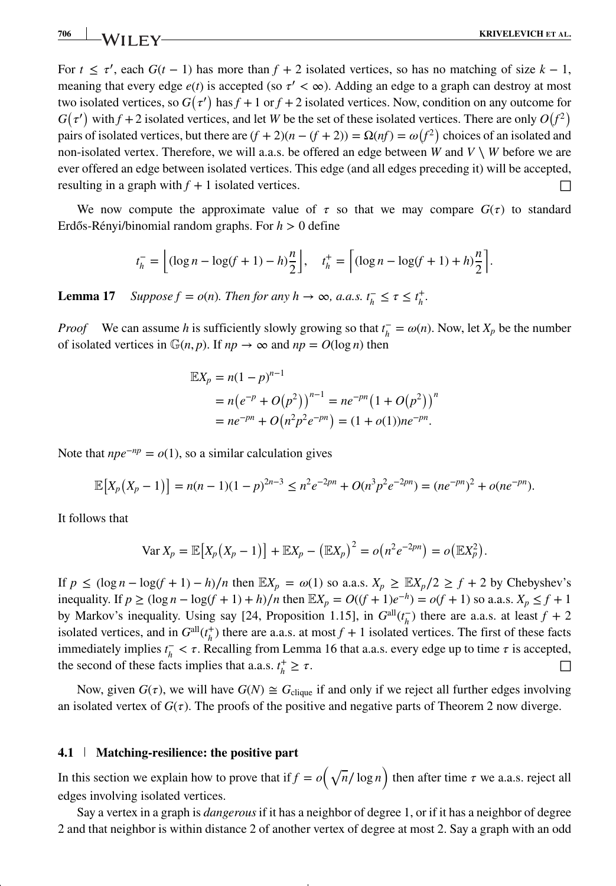For $t \leq \tau'$, each $G(t-1)$ has more than $f+2$ isolated vertices, so has no matching of size $k-1$, meaning that every edge $e(t)$ is accepted (so $\tau' < \infty$). Adding an edge to a graph can destroy at most two isolated vertices, so $G(\tau')$ has $f+1$ or $f+2$ isolated vertices. Now, condition on any outcome for $G(\tau')$ with $f+2$ isolated vertices, and let $W$ be the set of these isolated vertices. There are only $O(f^2)$ pairs of isolated vertices, but there are $(f+2)(n-(f+2)) = \Omega(nf) = \omega(f^2)$ choices of an isolated and non-isolated vertex. Therefore, we will a.a.s. be offered an edge between $W$ and $V \setminus W$ before we are ever offered an edge between isolated vertices. This edge (and all edges preceding it) will be accepted, resulting in a graph with $f+1$ isolated vertices. □

We now compute the approximate value of $\tau$ so that we may compare $G(\tau)$ to standard Erdős-Rényi/binomial random graphs. For $h > 0$ define

$$t_h^- = \left\lfloor (\log n - \log(f+1) - h)\frac{n}{2} \right\rfloor, \quad t_h^+ = \left\lceil (\log n - \log(f+1) + h)\frac{n}{2} \right\rceil.$$

**Lemma 17** *Suppose $f = o(n)$. Then for any $h \to \infty$, a.a.s. $t_h^- \leq \tau \leq t_h^+$.*

*Proof* We can assume $h$ is sufficiently slowly growing so that $t_h^- = \omega(n)$. Now, let $X_p$ be the number of isolated vertices in $\mathbb{G}(n,p)$. If $np \to \infty$ and $np = O(\log n)$ then

$$\begin{aligned}
\mathbb{E}X_p &= n(1-p)^{n-1} \\
&= n\left(e^{-p} + O(p^2)\right)^{n-1} = ne^{-pn}\left(1 + O(p^2)\right)^n \\
&= ne^{-pn} + O\left(n^2p^2e^{-pn}\right) = (1+o(1))ne^{-pn}.
\end{aligned}$$

Note that $npe^{-np} = o(1)$, so a similar calculation gives

$$\mathbb{E}\left[X_p(X_p - 1)\right] = n(n-1)(1-p)^{2n-3} \leq n^2e^{-2pn} + O(n^3p^2e^{-2pn}) = (ne^{-pn})^2 + o(ne^{-pn}).$$

It follows that

$$\operatorname{Var} X_p = \mathbb{E}\left[X_p(X_p-1)\right] + \mathbb{E}X_p - \left(\mathbb{E}X_p\right)^2 = o\left(n^2e^{-2pn}\right) = o\left(\mathbb{E}X_p^2\right).$$

If $p \leq (\log n - \log(f+1) - h)/n$ then $\mathbb{E}X_p = \omega(1)$ so a.a.s. $X_p \geq \mathbb{E}X_p/2 \geq f+2$ by Chebyshev's inequality. If $p \geq (\log n - \log(f+1) + h)/n$ then $\mathbb{E}X_p = O((f+1)e^{-h}) = o(f+1)$ so a.a.s. $X_p \leq f+1$ by Markov's inequality. Using say [24, Proposition 1.15], in $G^{\text{all}}(t_h^-)$ there are a.a.s. at least $f+2$ isolated vertices, and in $G^{\text{all}}(t_h^+)$ there are a.a.s. at most $f+1$ isolated vertices. The first of these facts immediately implies $t_h^- < \tau$. Recalling from Lemma 16 that a.a.s. every edge up to time $\tau$ is accepted, the second of these facts implies that a.a.s. $t_h^+ \geq \tau$. □

Now, given $G(\tau)$, we will have $G(N) \cong G_{\text{clique}}$ if and only if we reject all further edges involving an isolated vertex of $G(\tau)$. The proofs of the positive and negative parts of Theorem 2 now diverge.

## 4.1 | Matching-resilience: the positive part

In this section we explain how to prove that if $f = o\left(\sqrt{n}/\log n\right)$ then after time $\tau$ we a.a.s. reject all edges involving isolated vertices.

Say a vertex in a graph is *dangerous* if it has a neighbor of degree 1, or if it has a neighbor of degree 2 and that neighbor is within distance 2 of another vertex of degree at most 2. Say a graph with an odd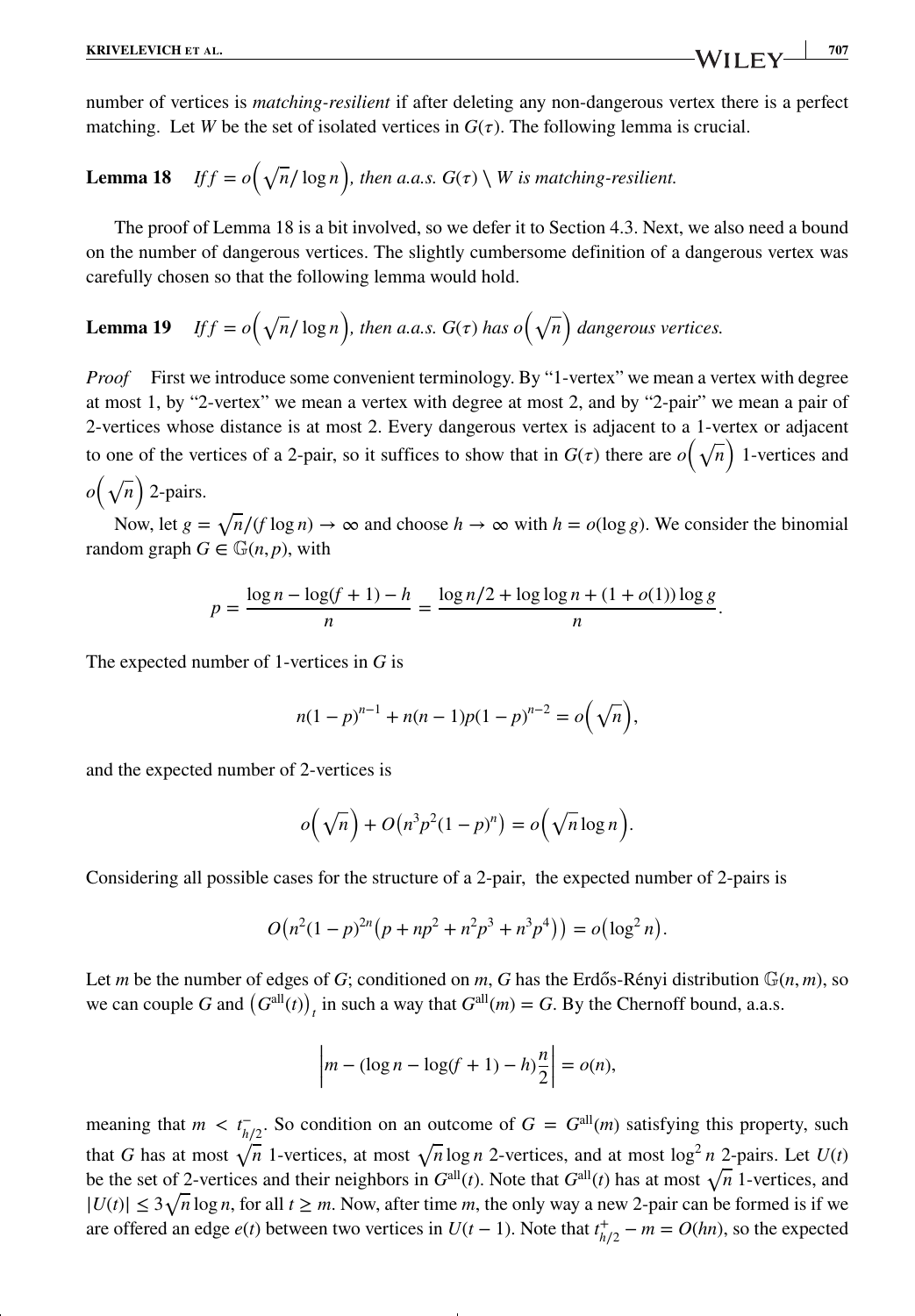number of vertices is *matching-resilient* if after deleting any non-dangerous vertex there is a perfect matching. Let $W$ be the set of isolated vertices in $G(\tau)$. The following lemma is crucial.

**Lemma 18** *If $f = o\left(\sqrt{n}/\log n\right)$, then a.a.s. $G(\tau) \setminus W$ is matching-resilient.*

The proof of Lemma 18 is a bit involved, so we defer it to Section 4.3. Next, we also need a bound on the number of dangerous vertices. The slightly cumbersome definition of a dangerous vertex was carefully chosen so that the following lemma would hold.

**Lemma 19** *If $f = o\left(\sqrt{n}/\log n\right)$, then a.a.s. $G(\tau)$ has $o\left(\sqrt{n}\right)$ dangerous vertices.*

*Proof* First we introduce some convenient terminology. By "1-vertex" we mean a vertex with degree at most 1, by "2-vertex" we mean a vertex with degree at most 2, and by "2-pair" we mean a pair of 2-vertices whose distance is at most 2. Every dangerous vertex is adjacent to a 1-vertex or adjacent to one of the vertices of a 2-pair, so it suffices to show that in $G(\tau)$ there are $o\left(\sqrt{n}\right)$ 1-vertices and $o\left(\sqrt{n}\right)$ 2-pairs.

Now, let $g = \sqrt{n}/(f \log n) \to \infty$ and choose $h \to \infty$ with $h = o(\log g)$. We consider the binomial random graph $G \in \mathbb{G}(n, p)$, with

$$p = \frac{\log n - \log(f+1) - h}{n} = \frac{\log n/2 + \log\log n + (1+o(1))\log g}{n}.$$

The expected number of 1-vertices in $G$ is

$$n(1-p)^{n-1} + n(n-1)p(1-p)^{n-2} = o\left(\sqrt{n}\right),$$

and the expected number of 2-vertices is

$$o\left(\sqrt{n}\right) + O\left(n^3p^2(1-p)^n\right) = o\left(\sqrt{n}\log n\right).$$

Considering all possible cases for the structure of a 2-pair, the expected number of 2-pairs is

$$O\left(n^2(1-p)^{2n}\left(p + np^2 + n^2p^3 + n^3p^4\right)\right) = o\left(\log^2 n\right).$$

Let $m$ be the number of edges of $G$; conditioned on $m$, $G$ has the Erdős-Rényi distribution $\mathbb{G}(n, m)$, so we can couple $G$ and $\left(G^{\text{all}}(t)\right)_t$ in such a way that $G^{\text{all}}(m) = G$. By the Chernoff bound, a.a.s.

$$\left| m - (\log n - \log(f+1) - h)\frac{n}{2} \right| = o(n),$$

meaning that $m < t^-_{h/2}$. So condition on an outcome of $G = G^{\text{all}}(m)$ satisfying this property, such that $G$ has at most $\sqrt{n}$ 1-vertices, at most $\sqrt{n}\log n$ 2-vertices, and at most $\log^2 n$ 2-pairs. Let $U(t)$ be the set of 2-vertices and their neighbors in $G^{\text{all}}(t)$. Note that $G^{\text{all}}(t)$ has at most $\sqrt{n}$ 1-vertices, and $|U(t)| \leq 3\sqrt{n}\log n$, for all $t \geq m$. Now, after time $m$, the only way a new 2-pair can be formed is if we are offered an edge $e(t)$ between two vertices in $U(t-1)$. Note that $t^+_{h/2} - m = O(hn)$, so the expected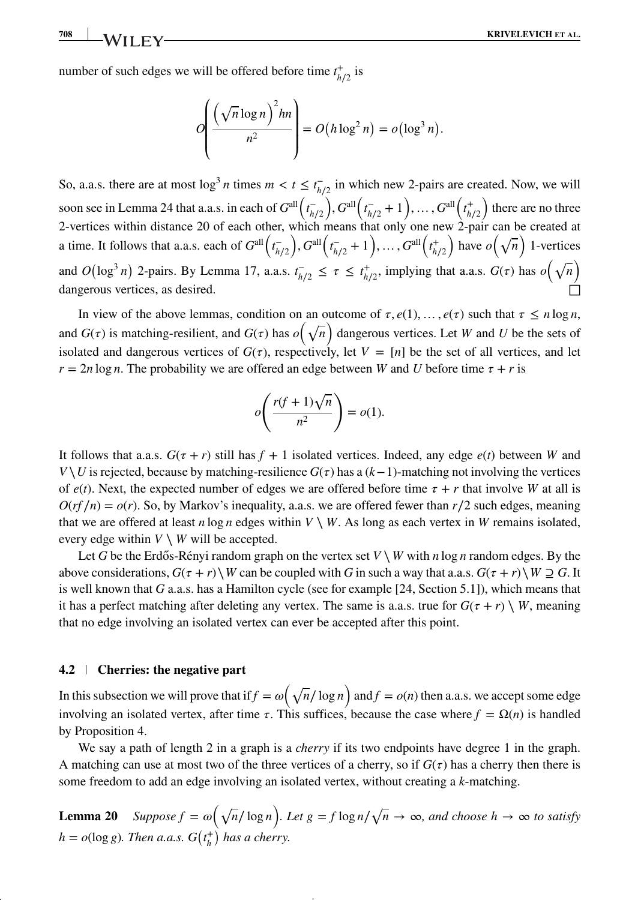number of such edges we will be offered before time $t^+_{h/2}$ is

$$O\left(\frac{\left(\sqrt{n}\log n\right)^2 hn}{n^2}\right) = O\left(h\log^2 n\right) = o\left(\log^3 n\right).$$

So, a.a.s. there are at most $\log^3 n$ times $m < t \le t^-_{h/2}$ in which new 2-pairs are created. Now, we will soon see in Lemma 24 that a.a.s. in each of $G^{\text{all}}\left(t^-_{h/2}\right), G^{\text{all}}\left(t^-_{h/2}+1\right), \dots, G^{\text{all}}\left(t^+_{h/2}\right)$ there are no three 2-vertices within distance 20 of each other, which means that only one new 2-pair can be created at a time. It follows that a.a.s. each of $G^{\text{all}}\left(t^-_{h/2}\right), G^{\text{all}}\left(t^-_{h/2}+1\right), \dots, G^{\text{all}}\left(t^+_{h/2}\right)$ have $o\left(\sqrt{n}\right)$ 1-vertices and $O\left(\log^3 n\right)$ 2-pairs. By Lemma 17, a.a.s. $t^-_{h/2} \le \tau \le t^+_{h/2}$, implying that a.a.s. $G(\tau)$ has $o\left(\sqrt{n}\right)$ dangerous vertices, as desired. □

In view of the above lemmas, condition on an outcome of $\tau, e(1), \dots, e(\tau)$ such that $\tau \le n\log n$, and $G(\tau)$ is matching-resilient, and $G(\tau)$ has $o\left(\sqrt{n}\right)$ dangerous vertices. Let $W$ and $U$ be the sets of isolated and dangerous vertices of $G(\tau)$, respectively, let $V = [n]$ be the set of all vertices, and let $r = 2n\log n$. The probability we are offered an edge between $W$ and $U$ before time $\tau + r$ is

$$o\left(\frac{r(f+1)\sqrt{n}}{n^2}\right) = o(1).$$

It follows that a.a.s. $G(\tau + r)$ still has $f + 1$ isolated vertices. Indeed, any edge $e(t)$ between $W$ and $V \setminus U$ is rejected, because by matching-resilience $G(\tau)$ has a $(k-1)$-matching not involving the vertices of $e(t)$. Next, the expected number of edges we are offered before time $\tau + r$ that involve $W$ at all is $O(rf/n) = o(r)$. So, by Markov's inequality, a.a.s. we are offered fewer than $r/2$ such edges, meaning that we are offered at least $n\log n$ edges within $V \setminus W$. As long as each vertex in $W$ remains isolated, every edge within $V \setminus W$ will be accepted.

Let $G$ be the Erdős-Rényi random graph on the vertex set $V \setminus W$ with $n\log n$ random edges. By the above considerations, $G(\tau + r) \setminus W$ can be coupled with $G$ in such a way that a.a.s. $G(\tau + r) \setminus W \supseteq G$. It is well known that $G$ a.a.s. has a Hamilton cycle (see for example [24, Section 5.1]), which means that it has a perfect matching after deleting any vertex. The same is a.a.s. true for $G(\tau + r) \setminus W$, meaning that no edge involving an isolated vertex can ever be accepted after this point.

## 4.2 | Cherries: the negative part

In this subsection we will prove that if $f = \omega\left(\sqrt{n}/\log n\right)$ and $f = o(n)$ then a.a.s. we accept some edge involving an isolated vertex, after time $\tau$. This suffices, because the case where $f = \Omega(n)$ is handled by Proposition 4.

We say a path of length 2 in a graph is a *cherry* if its two endpoints have degree 1 in the graph. A matching can use at most two of the three vertices of a cherry, so if $G(\tau)$ has a cherry then there is some freedom to add an edge involving an isolated vertex, without creating a $k$-matching.

**Lemma 20** *Suppose $f = \omega\left(\sqrt{n}/\log n\right)$. Let $g = f\log n/\sqrt{n} \to \infty$, and choose $h \to \infty$ to satisfy $h = o(\log g)$. Then a.a.s. $G\left(t^+_h\right)$ has a cherry.*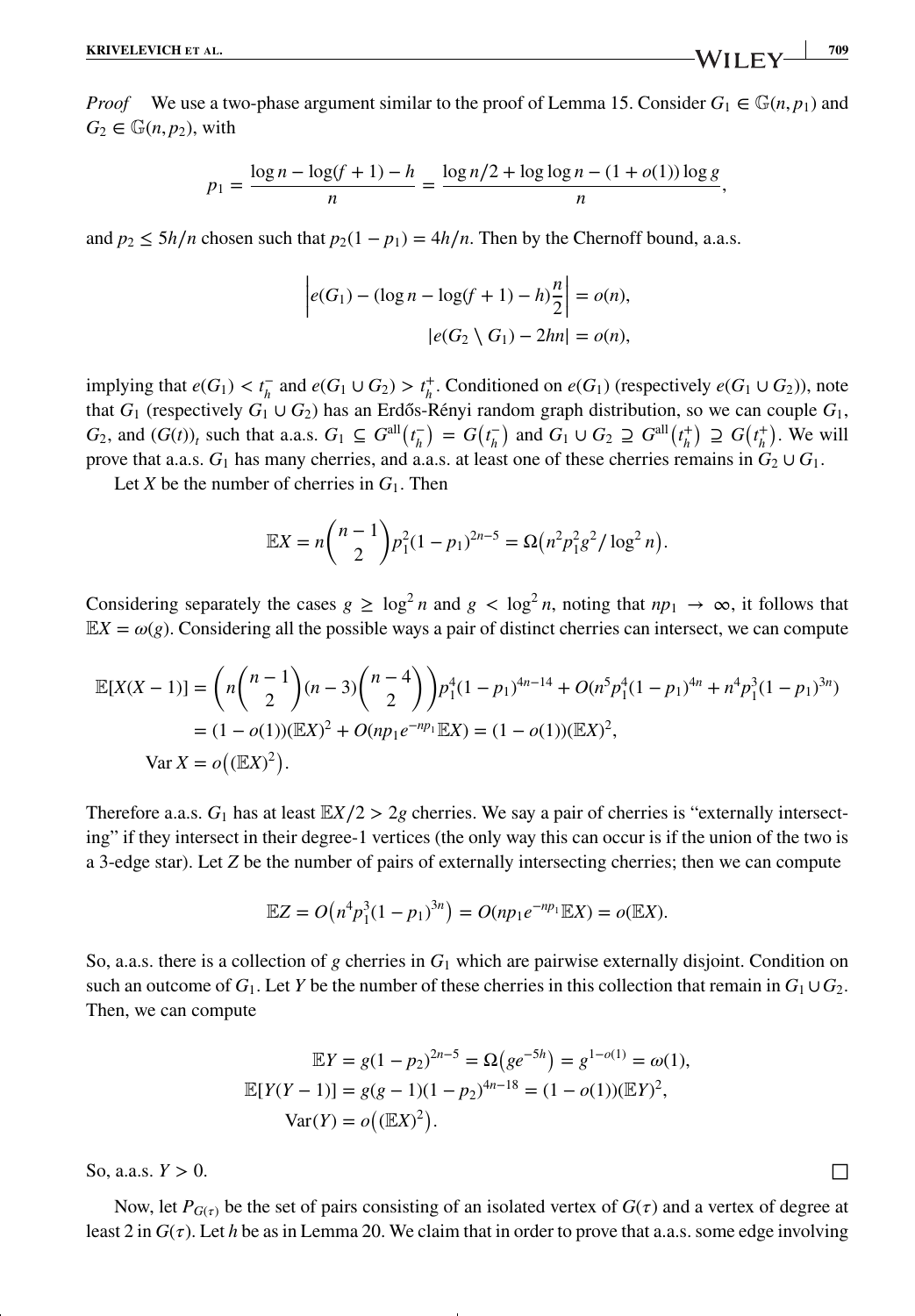*Proof* We use a two-phase argument similar to the proof of Lemma 15. Consider $G_1 \in \mathbb{G}(n, p_1)$ and $G_2 \in \mathbb{G}(n, p_2)$, with

$$p_1 = \frac{\log n - \log(f+1) - h}{n} = \frac{\log n/2 + \log\log n - (1+o(1))\log g}{n},$$

and $p_2 \le 5h/n$ chosen such that $p_2(1-p_1) = 4h/n$. Then by the Chernoff bound, a.a.s.

$$\left| e(G_1) - (\log n - \log(f+1) - h)\frac{n}{2} \right| = o(n),$$
$$|e(G_2 \setminus G_1) - 2hn| = o(n),$$

implying that $e(G_1) < t_h^-$ and $e(G_1 \cup G_2) > t_h^+$. Conditioned on $e(G_1)$ (respectively $e(G_1 \cup G_2)$), note that $G_1$ (respectively $G_1 \cup G_2$) has an Erdős-Rényi random graph distribution, so we can couple $G_1$, $G_2$, and $(G(t))_t$ such that a.a.s. $G_1 \subseteq G^{\mathrm{all}}(t_h^-) = G(t_h^-)$ and $G_1 \cup G_2 \supseteq G^{\mathrm{all}}(t_h^+) \supseteq G(t_h^+)$. We will prove that a.a.s. $G_1$ has many cherries, and a.a.s. at least one of these cherries remains in $G_2 \cup G_1$.

Let $X$ be the number of cherries in $G_1$. Then

$$\mathbb{E}X = n\binom{n-1}{2} p_1^2 (1-p_1)^{2n-5} = \Omega\left(n^2 p_1^2 g^2 / \log^2 n\right).$$

Considering separately the cases $g \ge \log^2 n$ and $g < \log^2 n$, noting that $np_1 \to \infty$, it follows that $\mathbb{E}X = \omega(g)$. Considering all the possible ways a pair of distinct cherries can intersect, we can compute

$$\begin{aligned}
\mathbb{E}[X(X-1)] &= \left(n\binom{n-1}{2}(n-3)\binom{n-4}{2}\right) p_1^4 (1-p_1)^{4n-14} + O(n^5 p_1^4 (1-p_1)^{4n} + n^4 p_1^3 (1-p_1)^{3n}) \\
&= (1-o(1))(\mathbb{E}X)^2 + O(np_1 e^{-np_1}\mathbb{E}X) = (1-o(1))(\mathbb{E}X)^2, \\
\operatorname{Var} X &= o\left((\mathbb{E}X)^2\right).
\end{aligned}$$

Therefore a.a.s. $G_1$ has at least $\mathbb{E}X/2 > 2g$ cherries. We say a pair of cherries is "externally intersecting" if they intersect in their degree-1 vertices (the only way this can occur is if the union of the two is a 3-edge star). Let $Z$ be the number of pairs of externally intersecting cherries; then we can compute

$$\mathbb{E}Z = O\left(n^4 p_1^3 (1-p_1)^{3n}\right) = O(np_1 e^{-np_1}\mathbb{E}X) = o(\mathbb{E}X).$$

So, a.a.s. there is a collection of $g$ cherries in $G_1$ which are pairwise externally disjoint. Condition on such an outcome of $G_1$. Let $Y$ be the number of these cherries in this collection that remain in $G_1 \cup G_2$. Then, we can compute

$$\begin{aligned}
\mathbb{E}Y &= g(1-p_2)^{2n-5} = \Omega\left(g e^{-5h}\right) = g^{1-o(1)} = \omega(1), \\
\mathbb{E}[Y(Y-1)] &= g(g-1)(1-p_2)^{4n-18} = (1-o(1))(\mathbb{E}Y)^2, \\
\operatorname{Var}(Y) &= o\left((\mathbb{E}X)^2\right).
\end{aligned}$$

So, a.a.s. $Y > 0$. □

Now, let $P_{G(\tau)}$ be the set of pairs consisting of an isolated vertex of $G(\tau)$ and a vertex of degree at least 2 in $G(\tau)$. Let $h$ be as in Lemma 20. We claim that in order to prove that a.a.s. some edge involving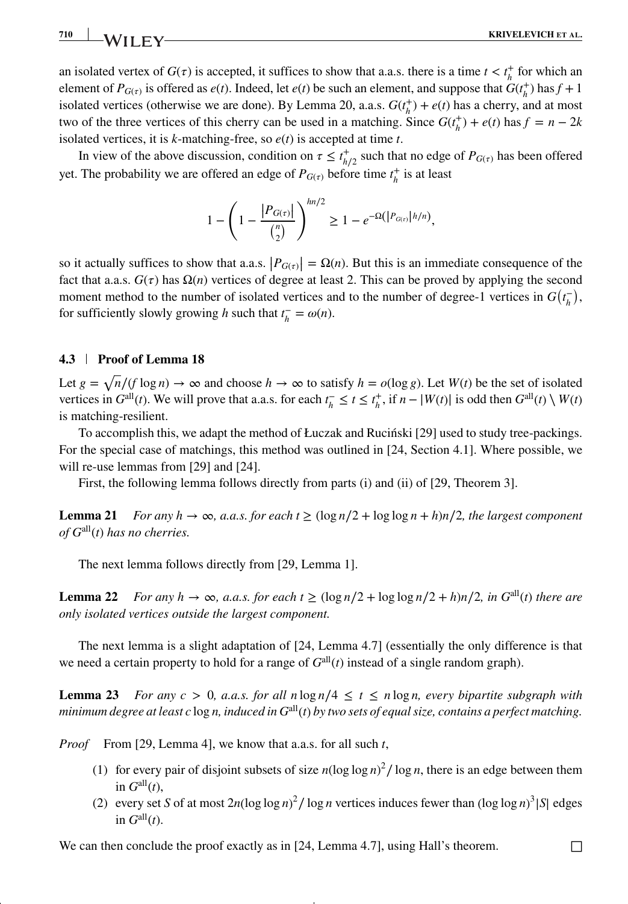an isolated vertex of $G(\tau)$ is accepted, it suffices to show that a.a.s. there is a time $t < t_h^+$ for which an element of $P_{G(\tau)}$ is offered as $e(t)$. Indeed, let $e(t)$ be such an element, and suppose that $G(t_h^+)$ has $f+1$ isolated vertices (otherwise we are done). By Lemma 20, a.a.s. $G(t_h^+) + e(t)$ has a cherry, and at most two of the three vertices of this cherry can be used in a matching. Since $G(t_h^+) + e(t)$ has $f = n - 2k$ isolated vertices, it is $k$-matching-free, so $e(t)$ is accepted at time $t$.

In view of the above discussion, condition on $\tau \le t_{h/2}^+$ such that no edge of $P_{G(\tau)}$ has been offered yet. The probability we are offered an edge of $P_{G(\tau)}$ before time $t_h^+$ is at least

$$1 - \left(1 - \frac{|P_{G(\tau)}|}{\binom{n}{2}}\right)^{hn/2} \ge 1 - e^{-\Omega(|P_{G(\tau)}| h/n)},$$

so it actually suffices to show that a.a.s. $|P_{G(\tau)}| = \Omega(n)$. But this is an immediate consequence of the fact that a.a.s. $G(\tau)$ has $\Omega(n)$ vertices of degree at least 2. This can be proved by applying the second moment method to the number of isolated vertices and to the number of degree-1 vertices in $G(t_h^-)$, for sufficiently slowly growing $h$ such that $t_h^- = \omega(n)$.

## 4.3 | Proof of Lemma 18

Let $g = \sqrt{n/(f \log n)} \to \infty$ and choose $h \to \infty$ to satisfy $h = o(\log g)$. Let $W(t)$ be the set of isolated vertices in $G^{\text{all}}(t)$. We will prove that a.a.s. for each $t_h^- \le t \le t_h^+$, if $n - |W(t)|$ is odd then $G^{\text{all}}(t) \setminus W(t)$ is matching-resilient.

To accomplish this, we adapt the method of Łuczak and Ruciński [29] used to study tree-packings. For the special case of matchings, this method was outlined in [24, Section 4.1]. Where possible, we will re-use lemmas from [29] and [24].

First, the following lemma follows directly from parts (i) and (ii) of [29, Theorem 3].

**Lemma 21** *For any $h \to \infty$, a.a.s. for each $t \ge (\log n/2 + \log\log n + h)n/2$, the largest component of $G^{\text{all}}(t)$ has no cherries.*

The next lemma follows directly from [29, Lemma 1].

**Lemma 22** *For any $h \to \infty$, a.a.s. for each $t \ge (\log n/2 + \log\log n/2 + h)n/2$, in $G^{\text{all}}(t)$ there are only isolated vertices outside the largest component.*

The next lemma is a slight adaptation of [24, Lemma 4.7] (essentially the only difference is that we need a certain property to hold for a range of $G^{\text{all}}(t)$ instead of a single random graph).

**Lemma 23** *For any $c > 0$, a.a.s. for all $n \log n/4 \le t \le n \log n$, every bipartite subgraph with minimum degree at least $c \log n$, induced in $G^{\text{all}}(t)$ by two sets of equal size, contains a perfect matching.*

*Proof* From [29, Lemma 4], we know that a.a.s. for all such $t$,

1. for every pair of disjoint subsets of size $n(\log\log n)^2/\log n$, there is an edge between them in $G^{\text{all}}(t)$,
2. every set $S$ of at most $2n(\log\log n)^2/\log n$ vertices induces fewer than $(\log\log n)^3|S|$ edges in $G^{\text{all}}(t)$.

We can then conclude the proof exactly as in [24, Lemma 4.7], using Hall's theorem. □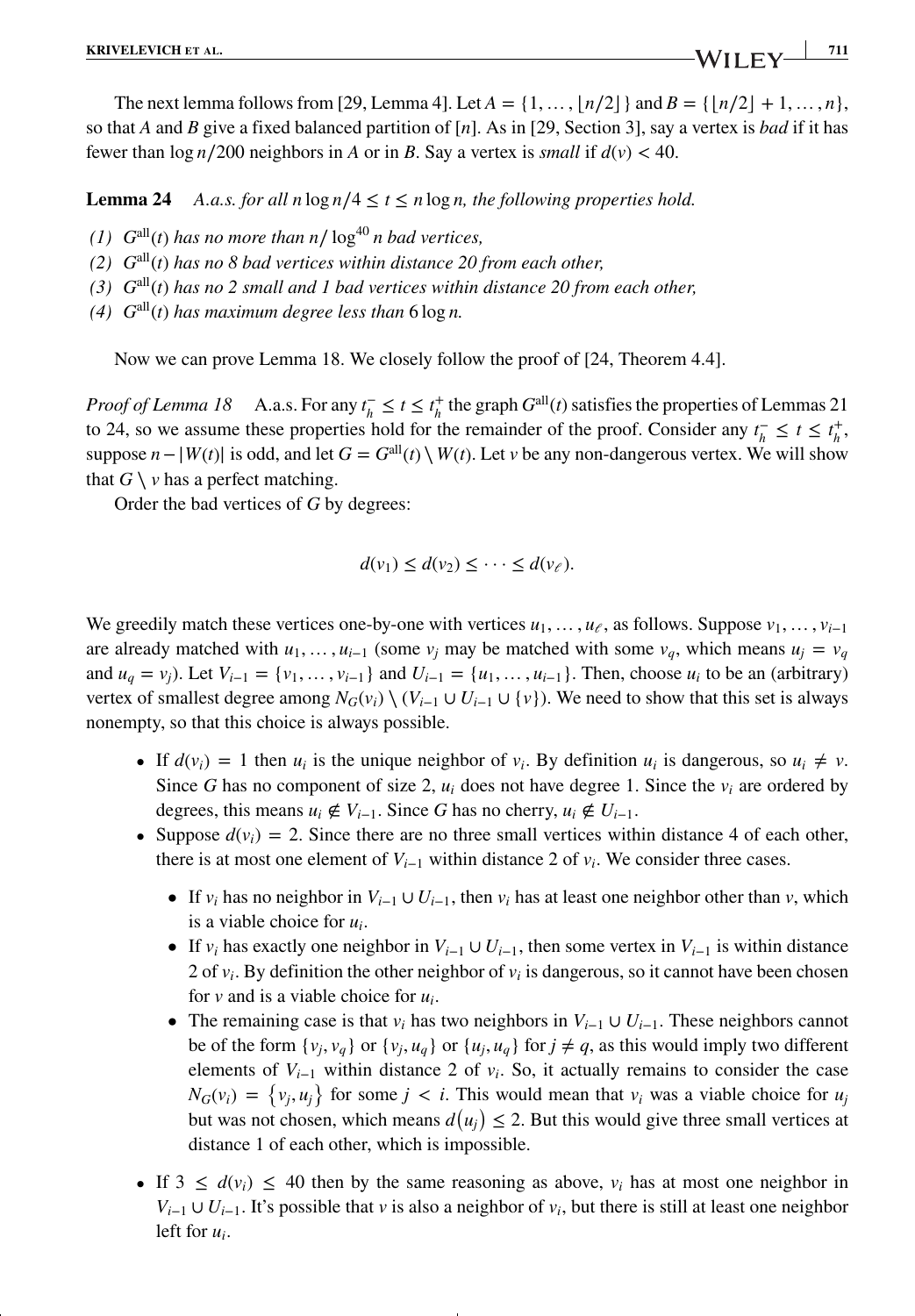The next lemma follows from [29, Lemma 4]. Let $A = \{1, \dots, \lfloor n/2 \rfloor\}$ and $B = \{\lfloor n/2 \rfloor + 1, \dots, n\}$, so that $A$ and $B$ give a fixed balanced partition of $[n]$. As in [29, Section 3], say a vertex is *bad* if it has fewer than $\log n/200$ neighbors in $A$ or in $B$. Say a vertex is *small* if $d(v) < 40$.

**Lemma 24** *A.a.s. for all $n \log n/4 \le t \le n \log n$, the following properties hold.*

*(1) $G^{\text{all}}(t)$ has no more than $n/\log^{40} n$ bad vertices,*
*(2) $G^{\text{all}}(t)$ has no 8 bad vertices within distance 20 from each other,*
*(3) $G^{\text{all}}(t)$ has no 2 small and 1 bad vertices within distance 20 from each other,*
*(4) $G^{\text{all}}(t)$ has maximum degree less than $6 \log n$.*

Now we can prove Lemma 18. We closely follow the proof of [24, Theorem 4.4].

*Proof of Lemma 18* A.a.s. For any $t_h^- \le t \le t_h^+$ the graph $G^{\text{all}}(t)$ satisfies the properties of Lemmas 21 to 24, so we assume these properties hold for the remainder of the proof. Consider any $t_h^- \le t \le t_h^+$, suppose $n - |W(t)|$ is odd, and let $G = G^{\text{all}}(t) \setminus W(t)$. Let $v$ be any non-dangerous vertex. We will show that $G \setminus v$ has a perfect matching.

Order the bad vertices of $G$ by degrees:

$$d(v_1) \le d(v_2) \le \cdots \le d(v_\ell).$$

We greedily match these vertices one-by-one with vertices $u_1, \dots, u_\ell$, as follows. Suppose $v_1, \dots, v_{i-1}$ are already matched with $u_1, \dots, u_{i-1}$ (some $v_j$ may be matched with some $v_q$, which means $u_j = v_q$ and $u_q = v_j$). Let $V_{i-1} = \{v_1, \dots, v_{i-1}\}$ and $U_{i-1} = \{u_1, \dots, u_{i-1}\}$. Then, choose $u_i$ to be an (arbitrary) vertex of smallest degree among $N_G(v_i) \setminus (V_{i-1} \cup U_{i-1} \cup \{v\})$. We need to show that this set is always nonempty, so that this choice is always possible.

- If $d(v_i) = 1$ then $u_i$ is the unique neighbor of $v_i$. By definition $u_i$ is dangerous, so $u_i \ne v$. Since $G$ has no component of size 2, $u_i$ does not have degree 1. Since the $v_i$ are ordered by degrees, this means $u_i \notin V_{i-1}$. Since $G$ has no cherry, $u_i \notin U_{i-1}$.
- Suppose $d(v_i) = 2$. Since there are no three small vertices within distance 4 of each other, there is at most one element of $V_{i-1}$ within distance 2 of $v_i$. We consider three cases.
  - If $v_i$ has no neighbor in $V_{i-1} \cup U_{i-1}$, then $v_i$ has at least one neighbor other than $v$, which is a viable choice for $u_i$.
  - If $v_i$ has exactly one neighbor in $V_{i-1} \cup U_{i-1}$, then some vertex in $V_{i-1}$ is within distance 2 of $v_i$. By definition the other neighbor of $v_i$ is dangerous, so it cannot have been chosen for $v$ and is a viable choice for $u_i$.
  - The remaining case is that $v_i$ has two neighbors in $V_{i-1} \cup U_{i-1}$. These neighbors cannot be of the form $\{v_j, v_q\}$ or $\{v_j, u_q\}$ or $\{u_j, u_q\}$ for $j \ne q$, as this would imply two different elements of $V_{i-1}$ within distance 2 of $v_i$. So, it actually remains to consider the case $N_G(v_i) = \{v_j, u_j\}$ for some $j < i$. This would mean that $v_i$ was a viable choice for $u_j$ but was not chosen, which means $d(u_j) \le 2$. But this would give three small vertices at distance 1 of each other, which is impossible.
- If $3 \le d(v_i) \le 40$ then by the same reasoning as above, $v_i$ has at most one neighbor in $V_{i-1} \cup U_{i-1}$. It's possible that $v$ is also a neighbor of $v_i$, but there is still at least one neighbor left for $u_i$.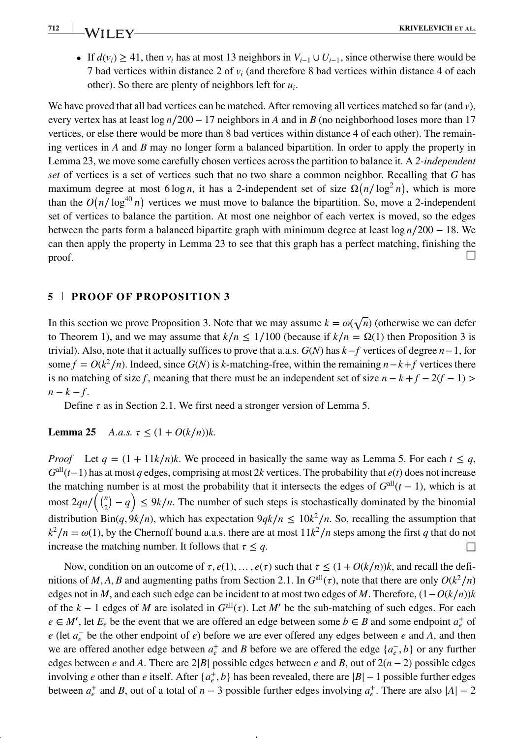- If $d(v_i) \geq 41$, then $v_i$ has at most 13 neighbors in $V_{i-1} \cup U_{i-1}$, since otherwise there would be 7 bad vertices within distance 2 of $v_i$ (and therefore 8 bad vertices within distance 4 of each other). So there are plenty of neighbors left for $u_i$.

We have proved that all bad vertices can be matched. After removing all vertices matched so far (and $v$), every vertex has at least $\log n/200 - 17$ neighbors in $A$ and in $B$ (no neighborhood loses more than 17 vertices, or else there would be more than 8 bad vertices within distance 4 of each other). The remaining vertices in $A$ and $B$ may no longer form a balanced bipartition. In order to apply the property in Lemma 23, we move some carefully chosen vertices across the partition to balance it. A *2-independent set* of vertices is a set of vertices such that no two share a common neighbor. Recalling that $G$ has maximum degree at most $6 \log n$, it has a 2-independent set of size $\Omega(n/\log^2 n)$, which is more than the $O(n/\log^{40} n)$ vertices we must move to balance the bipartition. So, move a 2-independent set of vertices to balance the partition. At most one neighbor of each vertex is moved, so the edges between the parts form a balanced bipartite graph with minimum degree at least $\log n/200 - 18$. We can then apply the property in Lemma 23 to see that this graph has a perfect matching, finishing the proof. □

## 5 | PROOF OF PROPOSITION 3

In this section we prove Proposition 3. Note that we may assume $k = \omega(\sqrt{n})$ (otherwise we can defer to Theorem 1), and we may assume that $k/n \leq 1/100$ (because if $k/n = \Omega(1)$ then Proposition 3 is trivial). Also, note that it actually suffices to prove that a.a.s. $G(N)$ has $k - f$ vertices of degree $n - 1$, for some $f = O(k^2/n)$. Indeed, since $G(N)$ is $k$-matching-free, within the remaining $n - k + f$ vertices there is no matching of size $f$, meaning that there must be an independent set of size $n - k + f - 2(f - 1) > n - k - f$.

Define $\tau$ as in Section 2.1. We first need a stronger version of Lemma 5.

**Lemma 25** *A.a.s. $\tau \leq (1 + O(k/n))k$.*

*Proof* Let $q = (1 + 11k/n)k$. We proceed in basically the same way as Lemma 5. For each $t \leq q$, $G^{\text{all}}(t-1)$ has at most $q$ edges, comprising at most $2k$ vertices. The probability that $e(t)$ does not increase the matching number is at most the probability that it intersects the edges of $G^{\text{all}}(t-1)$, which is at most $2qn/\left(\binom{n}{2} - q\right) \leq 9k/n$. The number of such steps is stochastically dominated by the binomial distribution $\text{Bin}(q, 9k/n)$, which has expectation $9qk/n \leq 10k^2/n$. So, recalling the assumption that $k^2/n = \omega(1)$, by the Chernoff bound a.a.s. there are at most $11k^2/n$ steps among the first $q$ that do not increase the matching number. It follows that $\tau \leq q$. □

Now, condition on an outcome of $\tau, e(1), \ldots, e(\tau)$ such that $\tau \leq (1 + O(k/n))k$, and recall the definitions of $M, A, B$ and augmenting paths from Section 2.1. In $G^{\text{all}}(\tau)$, note that there are only $O(k^2/n)$ edges not in $M$, and each such edge can be incident to at most two edges of $M$. Therefore, $(1 - O(k/n))k$ of the $k - 1$ edges of $M$ are isolated in $G^{\text{all}}(\tau)$. Let $M'$ be the sub-matching of such edges. For each $e \in M'$, let $E_e$ be the event that we are offered an edge between some $b \in B$ and some endpoint $a_e^+$ of $e$ (let $a_e^-$ be the other endpoint of $e$) before we are ever offered any edges between $e$ and $A$, and then we are offered another edge between $a_e^+$ and $B$ before we are offered the edge $\{a_e^-, b\}$ or any further edges between $e$ and $A$. There are $2|B|$ possible edges between $e$ and $B$, out of $2(n-2)$ possible edges involving $e$ other than $e$ itself. After $\{a_e^+, b\}$ has been revealed, there are $|B| - 1$ possible further edges between $a_e^+$ and $B$, out of a total of $n - 3$ possible further edges involving $a_e^+$. There are also $|A| - 2$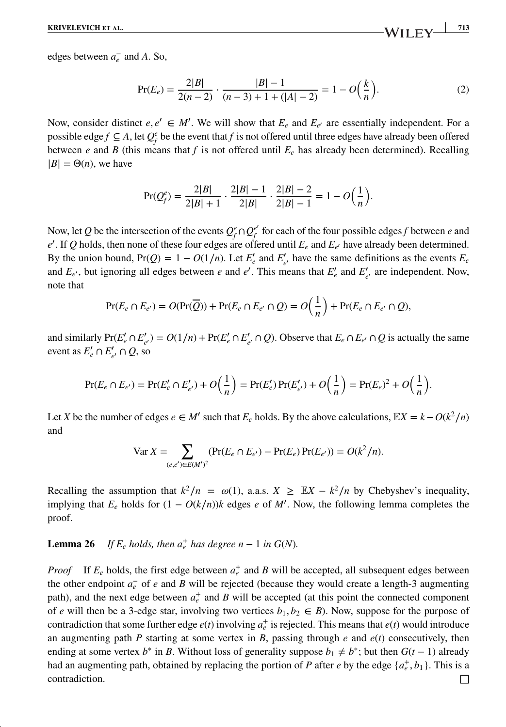edges between $a_e^-$ and $A$. So,

$$\Pr(E_e) = \frac{2|B|}{2(n-2)} \cdot \frac{|B|-1}{(n-3)+1+(|A|-2)} = 1 - O\Big(\frac{k}{n}\Big). \tag{2}$$

Now, consider distinct $e, e' \in M'$. We will show that $E_e$ and $E_{e'}$ are essentially independent. For a possible edge $f \subseteq A$, let $Q_f^e$ be the event that $f$ is not offered until three edges have already been offered between $e$ and $B$ (this means that $f$ is not offered until $E_e$ has already been determined). Recalling $|B| = \Theta(n)$, we have

$$\Pr(Q_f^e) = \frac{2|B|}{2|B|+1} \cdot \frac{2|B|-1}{2|B|} \cdot \frac{2|B|-2}{2|B|-1} = 1 - O\Big(\frac{1}{n}\Big).$$

Now, let $Q$ be the intersection of the events $Q_f^e \cap Q_f^{e'}$ for each of the four possible edges $f$ between $e$ and $e'$. If $Q$ holds, then none of these four edges are offered until $E_e$ and $E_{e'}$ have already been determined. By the union bound, $\Pr(Q) = 1 - O(1/n)$. Let $E_e'$ and $E_{e'}'$ have the same definitions as the events $E_e$ and $E_{e'}$, but ignoring all edges between $e$ and $e'$. This means that $E_e'$ and $E_{e'}'$ are independent. Now, note that

$$\Pr(E_e \cap E_{e'}) = O(\Pr(\overline{Q})) + \Pr(E_e \cap E_{e'} \cap Q) = O\Big(\frac{1}{n}\Big) + \Pr(E_e \cap E_{e'} \cap Q),$$

and similarly $\Pr(E_e' \cap E_{e'}') = O(1/n) + \Pr(E_e' \cap E_{e'}' \cap Q)$. Observe that $E_e \cap E_{e'} \cap Q$ is actually the same event as $E_e' \cap E_{e'}' \cap Q$, so

$$\Pr(E_e \cap E_{e'}) = \Pr(E_e' \cap E_{e'}') + O\Big(\frac{1}{n}\Big) = \Pr(E_e')\Pr(E_{e'}') + O\Big(\frac{1}{n}\Big) = \Pr(E_e)^2 + O\Big(\frac{1}{n}\Big).$$

Let $X$ be the number of edges $e \in M'$ such that $E_e$ holds. By the above calculations, $\mathbb{E}X = k - O(k^2/n)$ and

$$\operatorname{Var} X = \sum_{(e,e') \in E(M')^2} (\Pr(E_e \cap E_{e'}) - \Pr(E_e)\Pr(E_{e'})) = O(k^2/n).$$

Recalling the assumption that $k^2/n = \omega(1)$, a.a.s. $X \geq \mathbb{E}X - k^2/n$ by Chebyshev's inequality, implying that $E_e$ holds for $(1 - O(k/n))k$ edges $e$ of $M'$. Now, the following lemma completes the proof.

**Lemma 26** *If $E_e$ holds, then $a_e^+$ has degree $n-1$ in $G(N)$.*

*Proof* If $E_e$ holds, the first edge between $a_e^+$ and $B$ will be accepted, all subsequent edges between the other endpoint $a_e^-$ of $e$ and $B$ will be rejected (because they would create a length-3 augmenting path), and the next edge between $a_e^+$ and $B$ will be accepted (at this point the connected component of $e$ will then be a 3-edge star, involving two vertices $b_1, b_2 \in B$). Now, suppose for the purpose of contradiction that some further edge $e(t)$ involving $a_e^+$ is rejected. This means that $e(t)$ would introduce an augmenting path $P$ starting at some vertex in $B$, passing through $e$ and $e(t)$ consecutively, then ending at some vertex $b^*$ in $B$. Without loss of generality suppose $b_1 \neq b^*$; but then $G(t-1)$ already had an augmenting path, obtained by replacing the portion of $P$ after $e$ by the edge $\{a_e^+, b_1\}$. This is a contradiction. □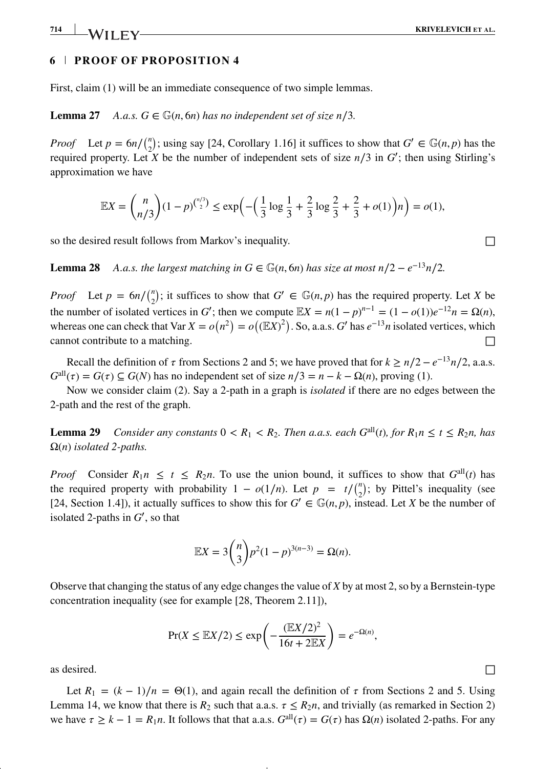## 6 | PROOF OF PROPOSITION 4

First, claim (1) will be an immediate consequence of two simple lemmas.

**Lemma 27** *A.a.s. $G \in \mathbb{G}(n, 6n)$ has no independent set of size $n/3$.*

*Proof* Let $p = 6n/\binom{n}{2}$; using say [24, Corollary 1.16] it suffices to show that $G' \in \mathbb{G}(n, p)$ has the required property. Let $X$ be the number of independent sets of size $n/3$ in $G'$; then using Stirling's approximation we have

$$\mathbb{E}X = \binom{n}{n/3}(1-p)^{\binom{n/3}{2}} \le \exp\Big(-\Big(\frac{1}{3}\log\frac{1}{3} + \frac{2}{3}\log\frac{2}{3} + \frac{2}{3} + o(1)\Big)n\Big) = o(1),$$

so the desired result follows from Markov's inequality. $\square$

**Lemma 28** *A.a.s. the largest matching in $G \in \mathbb{G}(n, 6n)$ has size at most $n/2 - e^{-13}n/2$.*

*Proof* Let $p = 6n/\binom{n}{2}$; it suffices to show that $G' \in \mathbb{G}(n, p)$ has the required property. Let $X$ be the number of isolated vertices in $G'$; then we compute $\mathbb{E}X = n(1-p)^{n-1} = (1-o(1))e^{-12}n = \Omega(n)$, whereas one can check that $\operatorname{Var} X = o\big(n^2\big) = o\big((\mathbb{E}X)^2\big)$. So, a.a.s. $G'$ has $e^{-13}n$ isolated vertices, which cannot contribute to a matching. $\square$

Recall the definition of $\tau$ from Sections 2 and 5; we have proved that for $k \ge n/2 - e^{-13}n/2$, a.a.s. $G^{\text{all}}(\tau) = G(\tau) \subseteq G(N)$ has no independent set of size $n/3 = n - k - \Omega(n)$, proving (1).

Now we consider claim (2). Say a 2-path in a graph is *isolated* if there are no edges between the 2-path and the rest of the graph.

**Lemma 29** *Consider any constants $0 < R_1 < R_2$. Then a.a.s. each $G^{\text{all}}(t)$, for $R_1 n \le t \le R_2 n$, has $\Omega(n)$ isolated 2-paths.*

*Proof* Consider $R_1 n \le t \le R_2 n$. To use the union bound, it suffices to show that $G^{\text{all}}(t)$ has the required property with probability $1 - o(1/n)$. Let $p = t/\binom{n}{2}$; by Pittel's inequality (see [24, Section 1.4]), it actually suffices to show this for $G' \in \mathbb{G}(n, p)$, instead. Let $X$ be the number of isolated 2-paths in $G'$, so that

$$\mathbb{E}X = 3\binom{n}{3}p^2(1-p)^{3(n-3)} = \Omega(n).$$

Observe that changing the status of any edge changes the value of $X$ by at most 2, so by a Bernstein-type concentration inequality (see for example [28, Theorem 2.11]),

$$\Pr(X \le \mathbb{E}X/2) \le \exp\left(-\frac{(\mathbb{E}X/2)^2}{16t + 2\mathbb{E}X}\right) = e^{-\Omega(n)},$$

as desired. $\square$

Let $R_1 = (k-1)/n = \Theta(1)$, and again recall the definition of $\tau$ from Sections 2 and 5. Using Lemma 14, we know that there is $R_2$ such that a.a.s. $\tau \le R_2 n$, and trivially (as remarked in Section 2) we have $\tau \ge k - 1 = R_1 n$. It follows that that a.a.s. $G^{\text{all}}(\tau) = G(\tau)$ has $\Omega(n)$ isolated 2-paths. For any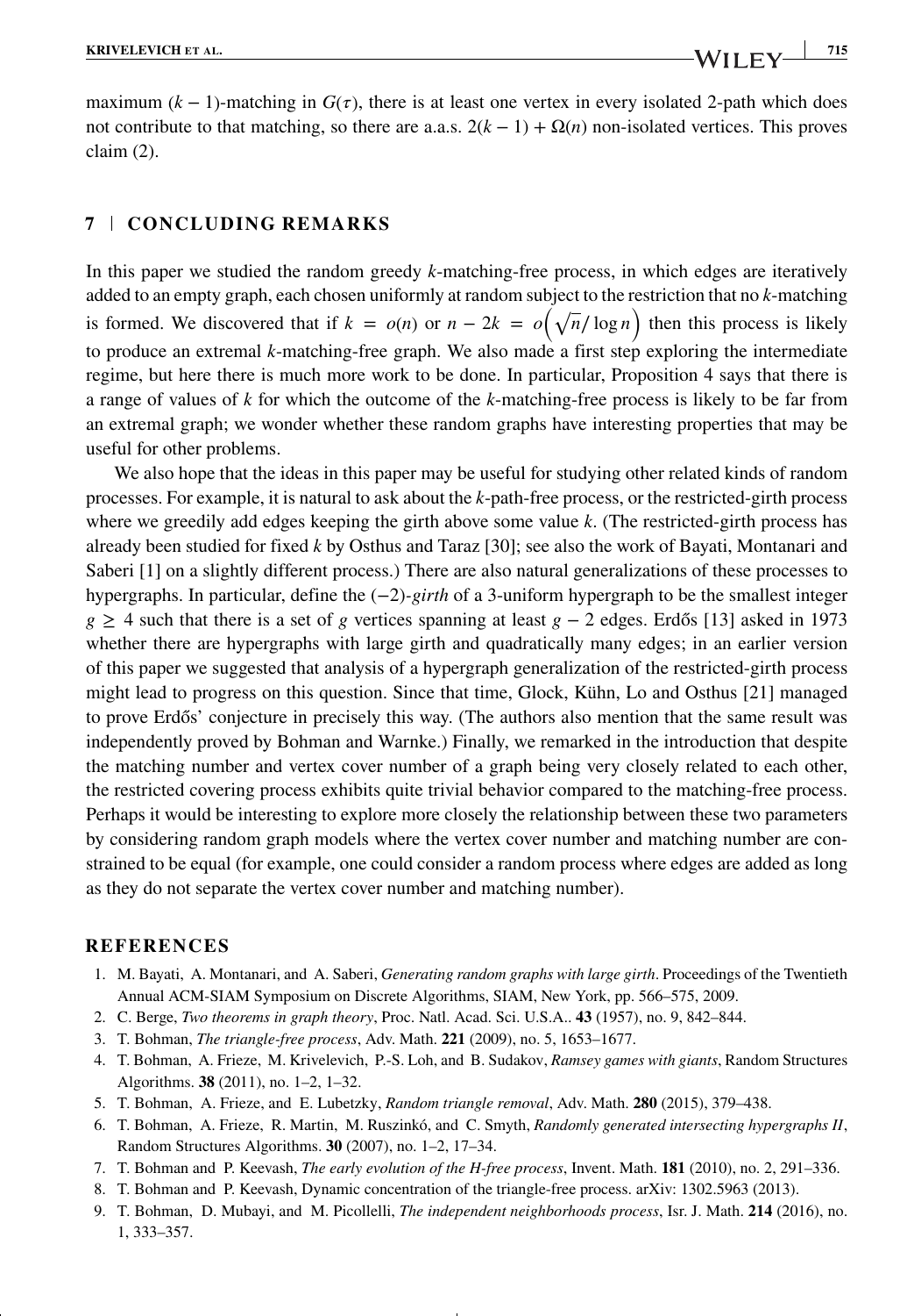maximum $(k-1)$-matching in $G(\tau)$, there is at least one vertex in every isolated 2-path which does not contribute to that matching, so there are a.a.s. $2(k-1)+\Omega(n)$ non-isolated vertices. This proves claim (2).

## 7 | CONCLUDING REMARKS

In this paper we studied the random greedy $k$-matching-free process, in which edges are iteratively added to an empty graph, each chosen uniformly at random subject to the restriction that no $k$-matching is formed. We discovered that if $k = o(n)$ or $n - 2k = o\left(\sqrt{n}/\log n\right)$ then this process is likely to produce an extremal $k$-matching-free graph. We also made a first step exploring the intermediate regime, but here there is much more work to be done. In particular, Proposition 4 says that there is a range of values of $k$ for which the outcome of the $k$-matching-free process is likely to be far from an extremal graph; we wonder whether these random graphs have interesting properties that may be useful for other problems.

We also hope that the ideas in this paper may be useful for studying other related kinds of random processes. For example, it is natural to ask about the $k$-path-free process, or the restricted-girth process where we greedily add edges keeping the girth above some value $k$. (The restricted-girth process has already been studied for fixed $k$ by Osthus and Taraz [30]; see also the work of Bayati, Montanari and Saberi [1] on a slightly different process.) There are also natural generalizations of these processes to hypergraphs. In particular, define the $(-2)$-*girth* of a 3-uniform hypergraph to be the smallest integer $g \geq 4$ such that there is a set of $g$ vertices spanning at least $g-2$ edges. Erdős [13] asked in 1973 whether there are hypergraphs with large girth and quadratically many edges; in an earlier version of this paper we suggested that analysis of a hypergraph generalization of the restricted-girth process might lead to progress on this question. Since that time, Glock, Kühn, Lo and Osthus [21] managed to prove Erdős' conjecture in precisely this way. (The authors also mention that the same result was independently proved by Bohman and Warnke.) Finally, we remarked in the introduction that despite the matching number and vertex cover number of a graph being very closely related to each other, the restricted covering process exhibits quite trivial behavior compared to the matching-free process. Perhaps it would be interesting to explore more closely the relationship between these two parameters by considering random graph models where the vertex cover number and matching number are constrained to be equal (for example, one could consider a random process where edges are added as long as they do not separate the vertex cover number and matching number).

## REFERENCES

1. M. Bayati, A. Montanari, and A. Saberi, *Generating random graphs with large girth*. Proceedings of the Twentieth Annual ACM-SIAM Symposium on Discrete Algorithms, SIAM, New York, pp. 566–575, 2009.
2. C. Berge, *Two theorems in graph theory*, Proc. Natl. Acad. Sci. U.S.A.. **43** (1957), no. 9, 842–844.
3. T. Bohman, *The triangle-free process*, Adv. Math. **221** (2009), no. 5, 1653–1677.
4. T. Bohman, A. Frieze, M. Krivelevich, P.-S. Loh, and B. Sudakov, *Ramsey games with giants*, Random Structures Algorithms. **38** (2011), no. 1–2, 1–32.
5. T. Bohman, A. Frieze, and E. Lubetzky, *Random triangle removal*, Adv. Math. **280** (2015), 379–438.
6. T. Bohman, A. Frieze, R. Martin, M. Ruszinkó, and C. Smyth, *Randomly generated intersecting hypergraphs II*, Random Structures Algorithms. **30** (2007), no. 1–2, 17–34.
7. T. Bohman and P. Keevash, *The early evolution of the H-free process*, Invent. Math. **181** (2010), no. 2, 291–336.
8. T. Bohman and P. Keevash, Dynamic concentration of the triangle-free process. arXiv: 1302.5963 (2013).
9. T. Bohman, D. Mubayi, and M. Picollelli, *The independent neighborhoods process*, Isr. J. Math. **214** (2016), no. 1, 333–357.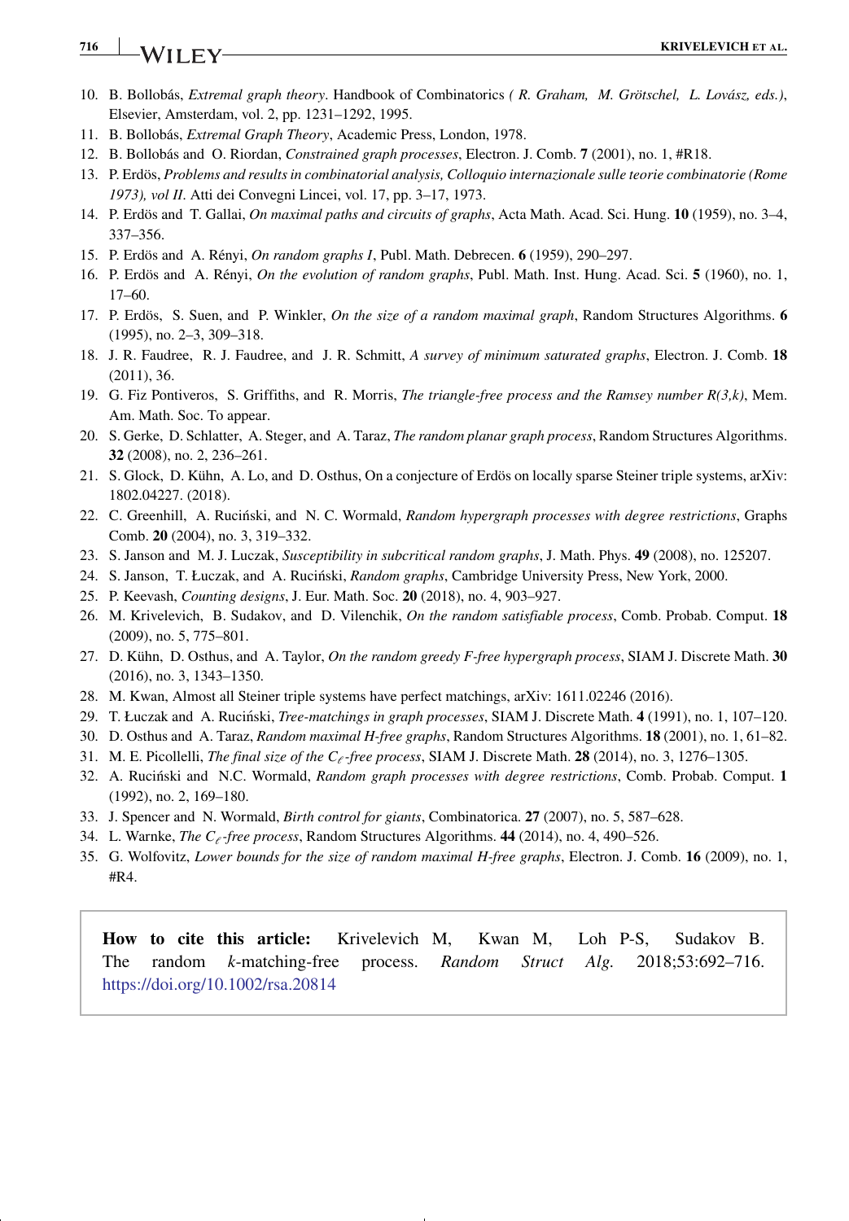10. B. Bollobás, *Extremal graph theory*. Handbook of Combinatorics *( R. Graham, M. Grötschel, L. Lovász, eds.)*, Elsevier, Amsterdam, vol. 2, pp. 1231–1292, 1995.
11. B. Bollobás, *Extremal Graph Theory*, Academic Press, London, 1978.
12. B. Bollobás and O. Riordan, *Constrained graph processes*, Electron. J. Comb. **7** (2001), no. 1, #R18.
13. P. Erdös, *Problems and results in combinatorial analysis, Colloquio internazionale sulle teorie combinatorie (Rome 1973), vol II*. Atti dei Convegni Lincei, vol. 17, pp. 3–17, 1973.
14. P. Erdös and T. Gallai, *On maximal paths and circuits of graphs*, Acta Math. Acad. Sci. Hung. **10** (1959), no. 3–4, 337–356.
15. P. Erdös and A. Rényi, *On random graphs I*, Publ. Math. Debrecen. **6** (1959), 290–297.
16. P. Erdös and A. Rényi, *On the evolution of random graphs*, Publ. Math. Inst. Hung. Acad. Sci. **5** (1960), no. 1, 17–60.
17. P. Erdös, S. Suen, and P. Winkler, *On the size of a random maximal graph*, Random Structures Algorithms. **6** (1995), no. 2–3, 309–318.
18. J. R. Faudree, R. J. Faudree, and J. R. Schmitt, *A survey of minimum saturated graphs*, Electron. J. Comb. **18** (2011), 36.
19. G. Fiz Pontiveros, S. Griffiths, and R. Morris, *The triangle-free process and the Ramsey number R(3,k)*, Mem. Am. Math. Soc. To appear.
20. S. Gerke, D. Schlatter, A. Steger, and A. Taraz, *The random planar graph process*, Random Structures Algorithms. **32** (2008), no. 2, 236–261.
21. S. Glock, D. Kühn, A. Lo, and D. Osthus, On a conjecture of Erdös on locally sparse Steiner triple systems, arXiv: 1802.04227. (2018).
22. C. Greenhill, A. Ruciński, and N. C. Wormald, *Random hypergraph processes with degree restrictions*, Graphs Comb. **20** (2004), no. 3, 319–332.
23. S. Janson and M. J. Luczak, *Susceptibility in subcritical random graphs*, J. Math. Phys. **49** (2008), no. 125207.
24. S. Janson, T. Łuczak, and A. Ruciński, *Random graphs*, Cambridge University Press, New York, 2000.
25. P. Keevash, *Counting designs*, J. Eur. Math. Soc. **20** (2018), no. 4, 903–927.
26. M. Krivelevich, B. Sudakov, and D. Vilenchik, *On the random satisfiable process*, Comb. Probab. Comput. **18** (2009), no. 5, 775–801.
27. D. Kühn, D. Osthus, and A. Taylor, *On the random greedy F-free hypergraph process*, SIAM J. Discrete Math. **30** (2016), no. 3, 1343–1350.
28. M. Kwan, Almost all Steiner triple systems have perfect matchings, arXiv: 1611.02246 (2016).
29. T. Łuczak and A. Ruciński, *Tree-matchings in graph processes*, SIAM J. Discrete Math. **4** (1991), no. 1, 107–120.
30. D. Osthus and A. Taraz, *Random maximal H-free graphs*, Random Structures Algorithms. **18** (2001), no. 1, 61–82.
31. M. E. Picollelli, *The final size of the $C_\ell$-free process*, SIAM J. Discrete Math. **28** (2014), no. 3, 1276–1305.
32. A. Ruciński and N.C. Wormald, *Random graph processes with degree restrictions*, Comb. Probab. Comput. **1** (1992), no. 2, 169–180.
33. J. Spencer and N. Wormald, *Birth control for giants*, Combinatorica. **27** (2007), no. 5, 587–628.
34. L. Warnke, *The $C_\ell$-free process*, Random Structures Algorithms. **44** (2014), no. 4, 490–526.
35. G. Wolfovitz, *Lower bounds for the size of random maximal H-free graphs*, Electron. J. Comb. **16** (2009), no. 1, #R4.

**How to cite this article:** Krivelevich M, Kwan M, Loh P-S, Sudakov B. The random *k*-matching-free process. *Random Struct Alg.* 2018;53:692–716. https://doi.org/10.1002/rsa.20814